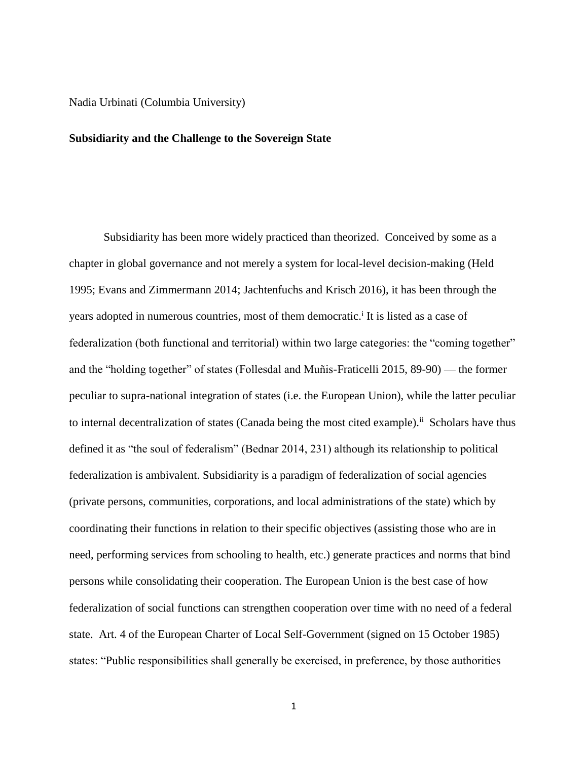Nadia Urbinati (Columbia University)

**Subsidiarity and the Challenge to the Sovereign State**

Subsidiarity has been more widely practiced than theorized. Conceived by some as a chapter in global governance and not merely a system for local-level decision-making (Held 1995; Evans and Zimmermann 2014; Jachtenfuchs and Krisch 2016), it has been through the years adopted in numerous countries, most of them democratic.[i] It is listed as a case of federalization (both functional and territorial) within two large categories: the "coming together" and the "holding together" of states (Follesdal and Muñis-Fraticelli 2015, 89-90) — the former peculiar to supra-national integration of states (i.e. the European Union), while the latter peculiar to internal decentralization of states (Canada being the most cited example).[ii] Scholars have thus defined it as "the soul of federalism" (Bednar 2014, 231) although its relationship to political federalization is ambivalent. Subsidiarity is a paradigm of federalization of social agencies (private persons, communities, corporations, and local administrations of the state) which by coordinating their functions in relation to their specific objectives (assisting those who are in need, performing services from schooling to health, etc.) generate practices and norms that bind persons while consolidating their cooperation. The European Union is the best case of how federalization of social functions can strengthen cooperation over time with no need of a federal state. Art. 4 of the European Charter of Local Self-Government (signed on 15 October 1985) states: "Public responsibilities shall generally be exercised, in preference, by those authorities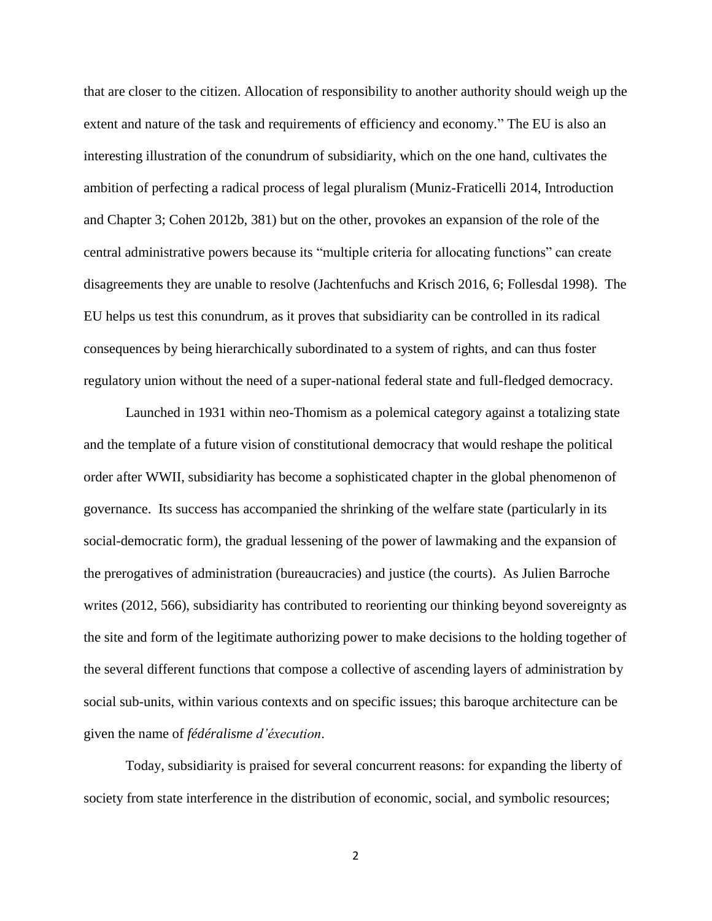that are closer to the citizen. Allocation of responsibility to another authority should weigh up the extent and nature of the task and requirements of efficiency and economy." The EU is also an interesting illustration of the conundrum of subsidiarity, which on the one hand, cultivates the ambition of perfecting a radical process of legal pluralism (Muniz-Fraticelli 2014, Introduction and Chapter 3; Cohen 2012b, 381) but on the other, provokes an expansion of the role of the central administrative powers because its "multiple criteria for allocating functions" can create disagreements they are unable to resolve (Jachtenfuchs and Krisch 2016, 6; Follesdal 1998). The EU helps us test this conundrum, as it proves that subsidiarity can be controlled in its radical consequences by being hierarchically subordinated to a system of rights, and can thus foster regulatory union without the need of a super-national federal state and full-fledged democracy.

Launched in 1931 within neo-Thomism as a polemical category against a totalizing state and the template of a future vision of constitutional democracy that would reshape the political order after WWII, subsidiarity has become a sophisticated chapter in the global phenomenon of governance. Its success has accompanied the shrinking of the welfare state (particularly in its social-democratic form), the gradual lessening of the power of lawmaking and the expansion of the prerogatives of administration (bureaucracies) and justice (the courts). As Julien Barroche writes (2012, 566), subsidiarity has contributed to reorienting our thinking beyond sovereignty as the site and form of the legitimate authorizing power to make decisions to the holding together of the several different functions that compose a collective of ascending layers of administration by social sub-units, within various contexts and on specific issues; this baroque architecture can be given the name of *fédéralisme d'éxecution*.

Today, subsidiarity is praised for several concurrent reasons: for expanding the liberty of society from state interference in the distribution of economic, social, and symbolic resources;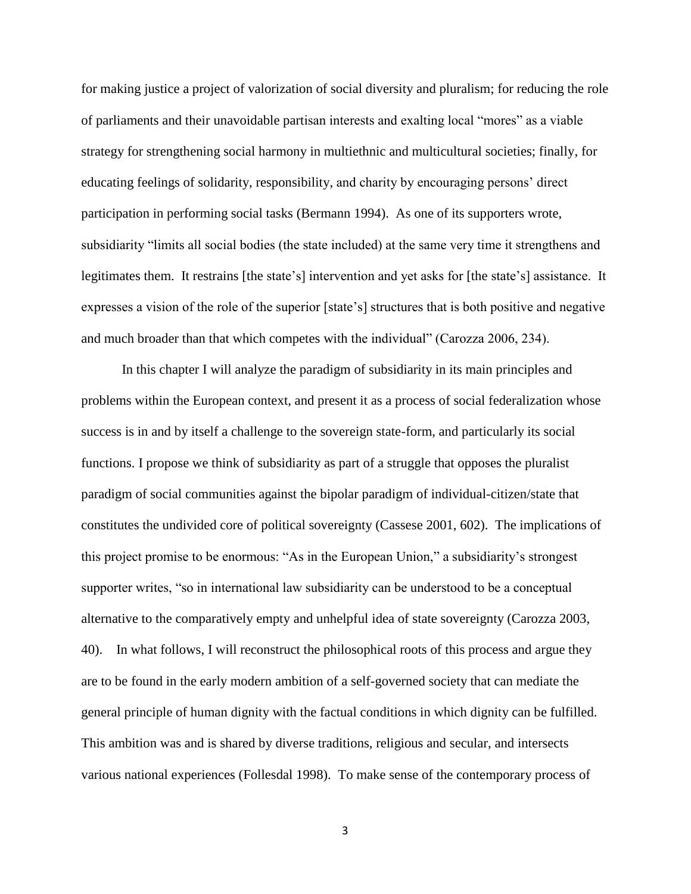for making justice a project of valorization of social diversity and pluralism; for reducing the role of parliaments and their unavoidable partisan interests and exalting local "mores" as a viable strategy for strengthening social harmony in multiethnic and multicultural societies; finally, for educating feelings of solidarity, responsibility, and charity by encouraging persons' direct participation in performing social tasks (Bermann 1994). As one of its supporters wrote, subsidiarity "limits all social bodies (the state included) at the same very time it strengthens and legitimates them. It restrains [the state's] intervention and yet asks for [the state's] assistance. It expresses a vision of the role of the superior [state's] structures that is both positive and negative and much broader than that which competes with the individual" (Carozza 2006, 234).

In this chapter I will analyze the paradigm of subsidiarity in its main principles and problems within the European context, and present it as a process of social federalization whose success is in and by itself a challenge to the sovereign state-form, and particularly its social functions. I propose we think of subsidiarity as part of a struggle that opposes the pluralist paradigm of social communities against the bipolar paradigm of individual-citizen/state that constitutes the undivided core of political sovereignty (Cassese 2001, 602). The implications of this project promise to be enormous: "As in the European Union," a subsidiarity's strongest supporter writes, "so in international law subsidiarity can be understood to be a conceptual alternative to the comparatively empty and unhelpful idea of state sovereignty (Carozza 2003, 40). In what follows, I will reconstruct the philosophical roots of this process and argue they are to be found in the early modern ambition of a self-governed society that can mediate the general principle of human dignity with the factual conditions in which dignity can be fulfilled. This ambition was and is shared by diverse traditions, religious and secular, and intersects various national experiences (Follesdal 1998). To make sense of the contemporary process of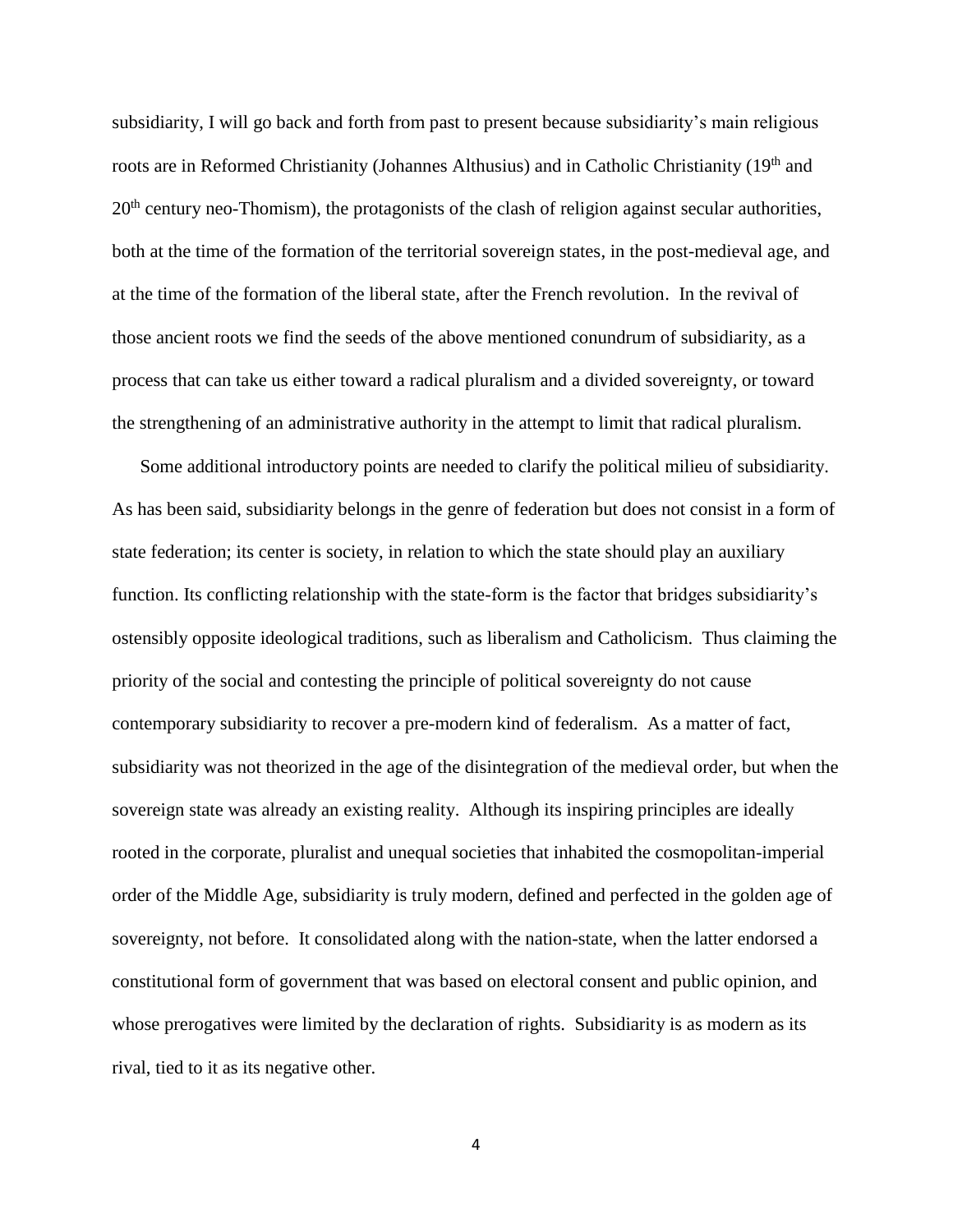subsidiarity, I will go back and forth from past to present because subsidiarity's main religious roots are in Reformed Christianity (Johannes Althusius) and in Catholic Christianity (19th and 20th century neo-Thomism), the protagonists of the clash of religion against secular authorities, both at the time of the formation of the territorial sovereign states, in the post-medieval age, and at the time of the formation of the liberal state, after the French revolution. In the revival of those ancient roots we find the seeds of the above mentioned conundrum of subsidiarity, as a process that can take us either toward a radical pluralism and a divided sovereignty, or toward the strengthening of an administrative authority in the attempt to limit that radical pluralism.

Some additional introductory points are needed to clarify the political milieu of subsidiarity. As has been said, subsidiarity belongs in the genre of federation but does not consist in a form of state federation; its center is society, in relation to which the state should play an auxiliary function. Its conflicting relationship with the state-form is the factor that bridges subsidiarity's ostensibly opposite ideological traditions, such as liberalism and Catholicism. Thus claiming the priority of the social and contesting the principle of political sovereignty do not cause contemporary subsidiarity to recover a pre-modern kind of federalism. As a matter of fact, subsidiarity was not theorized in the age of the disintegration of the medieval order, but when the sovereign state was already an existing reality. Although its inspiring principles are ideally rooted in the corporate, pluralist and unequal societies that inhabited the cosmopolitan-imperial order of the Middle Age, subsidiarity is truly modern, defined and perfected in the golden age of sovereignty, not before. It consolidated along with the nation-state, when the latter endorsed a constitutional form of government that was based on electoral consent and public opinion, and whose prerogatives were limited by the declaration of rights. Subsidiarity is as modern as its rival, tied to it as its negative other.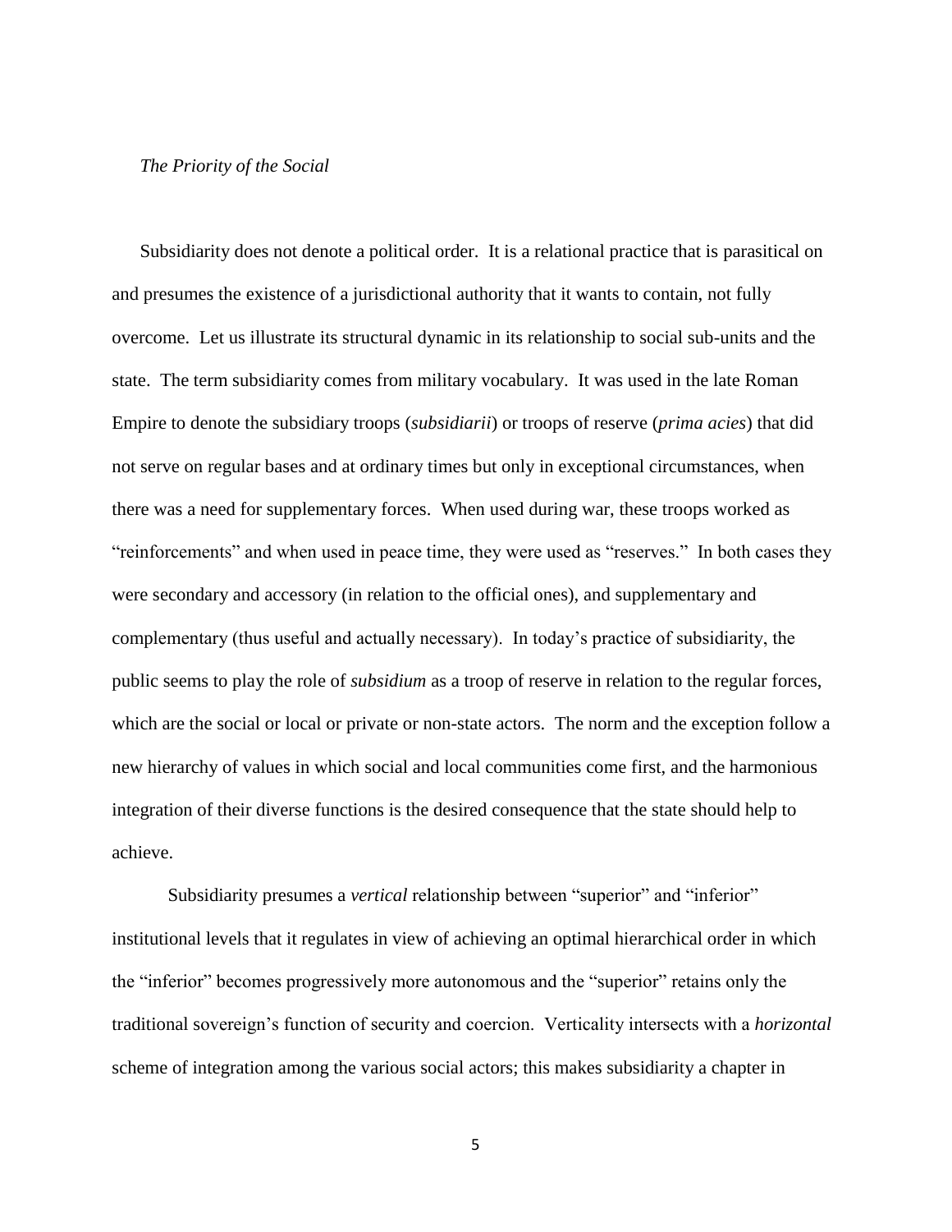*The Priority of the Social*

Subsidiarity does not denote a political order. It is a relational practice that is parasitical on and presumes the existence of a jurisdictional authority that it wants to contain, not fully overcome. Let us illustrate its structural dynamic in its relationship to social sub-units and the state. The term subsidiarity comes from military vocabulary. It was used in the late Roman Empire to denote the subsidiary troops (*subsidiarii*) or troops of reserve (*prima acies*) that did not serve on regular bases and at ordinary times but only in exceptional circumstances, when there was a need for supplementary forces. When used during war, these troops worked as "reinforcements" and when used in peace time, they were used as "reserves." In both cases they were secondary and accessory (in relation to the official ones), and supplementary and complementary (thus useful and actually necessary). In today's practice of subsidiarity, the public seems to play the role of *subsidium* as a troop of reserve in relation to the regular forces, which are the social or local or private or non-state actors. The norm and the exception follow a new hierarchy of values in which social and local communities come first, and the harmonious integration of their diverse functions is the desired consequence that the state should help to achieve.

Subsidiarity presumes a *vertical* relationship between "superior" and "inferior" institutional levels that it regulates in view of achieving an optimal hierarchical order in which the "inferior" becomes progressively more autonomous and the "superior" retains only the traditional sovereign's function of security and coercion. Verticality intersects with a *horizontal* scheme of integration among the various social actors; this makes subsidiarity a chapter in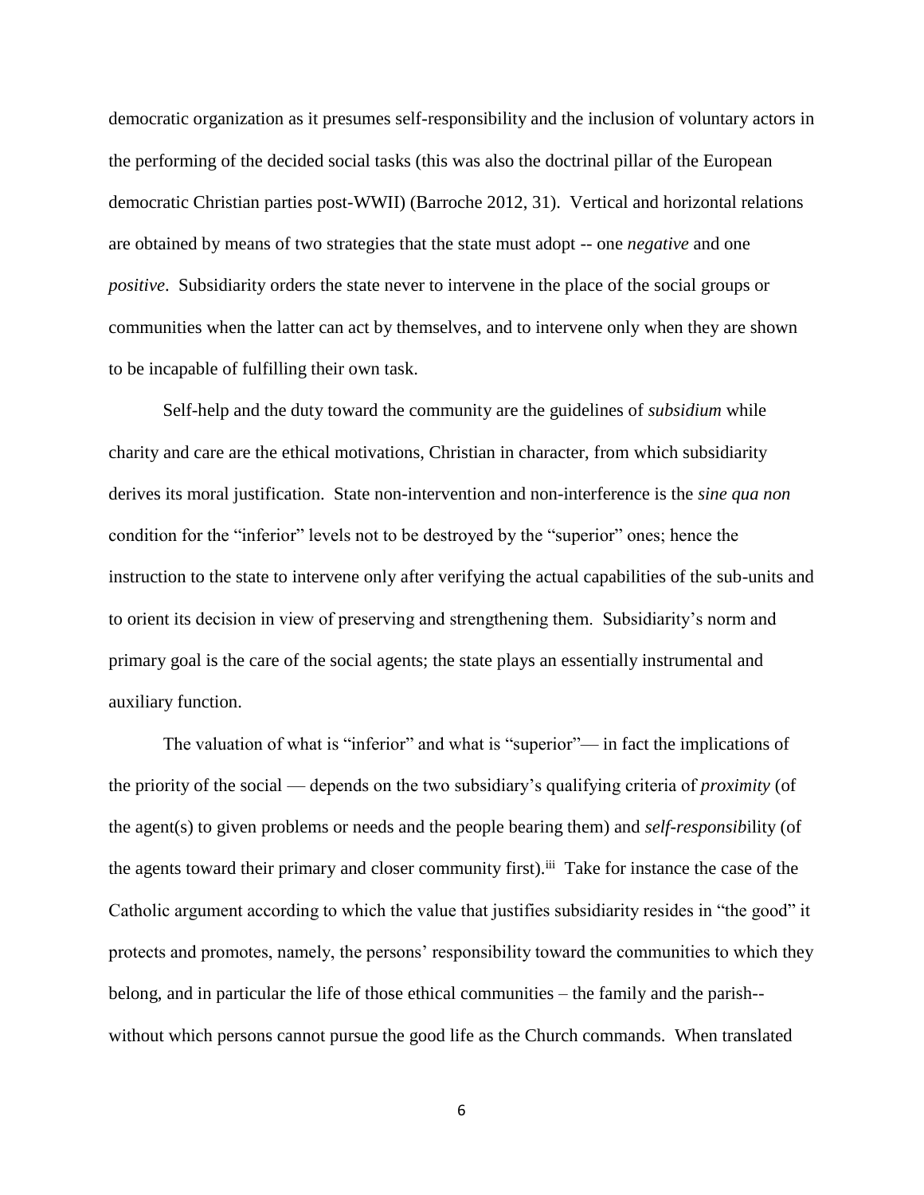democratic organization as it presumes self-responsibility and the inclusion of voluntary actors in the performing of the decided social tasks (this was also the doctrinal pillar of the European democratic Christian parties post-WWII) (Barroche 2012, 31). Vertical and horizontal relations are obtained by means of two strategies that the state must adopt -- one *negative* and one *positive*. Subsidiarity orders the state never to intervene in the place of the social groups or communities when the latter can act by themselves, and to intervene only when they are shown to be incapable of fulfilling their own task.

Self-help and the duty toward the community are the guidelines of *subsidium* while charity and care are the ethical motivations, Christian in character, from which subsidiarity derives its moral justification. State non-intervention and non-interference is the *sine qua non* condition for the "inferior" levels not to be destroyed by the "superior" ones; hence the instruction to the state to intervene only after verifying the actual capabilities of the sub-units and to orient its decision in view of preserving and strengthening them. Subsidiarity's norm and primary goal is the care of the social agents; the state plays an essentially instrumental and auxiliary function.

The valuation of what is "inferior" and what is "superior"— in fact the implications of the priority of the social — depends on the two subsidiary's qualifying criteria of *proximity* (of the agent(s) to given problems or needs and the people bearing them) and *self-responsib*ility (of the agents toward their primary and closer community first).[iii] Take for instance the case of the Catholic argument according to which the value that justifies subsidiarity resides in "the good" it protects and promotes, namely, the persons' responsibility toward the communities to which they belong, and in particular the life of those ethical communities – the family and the parish-- without which persons cannot pursue the good life as the Church commands. When translated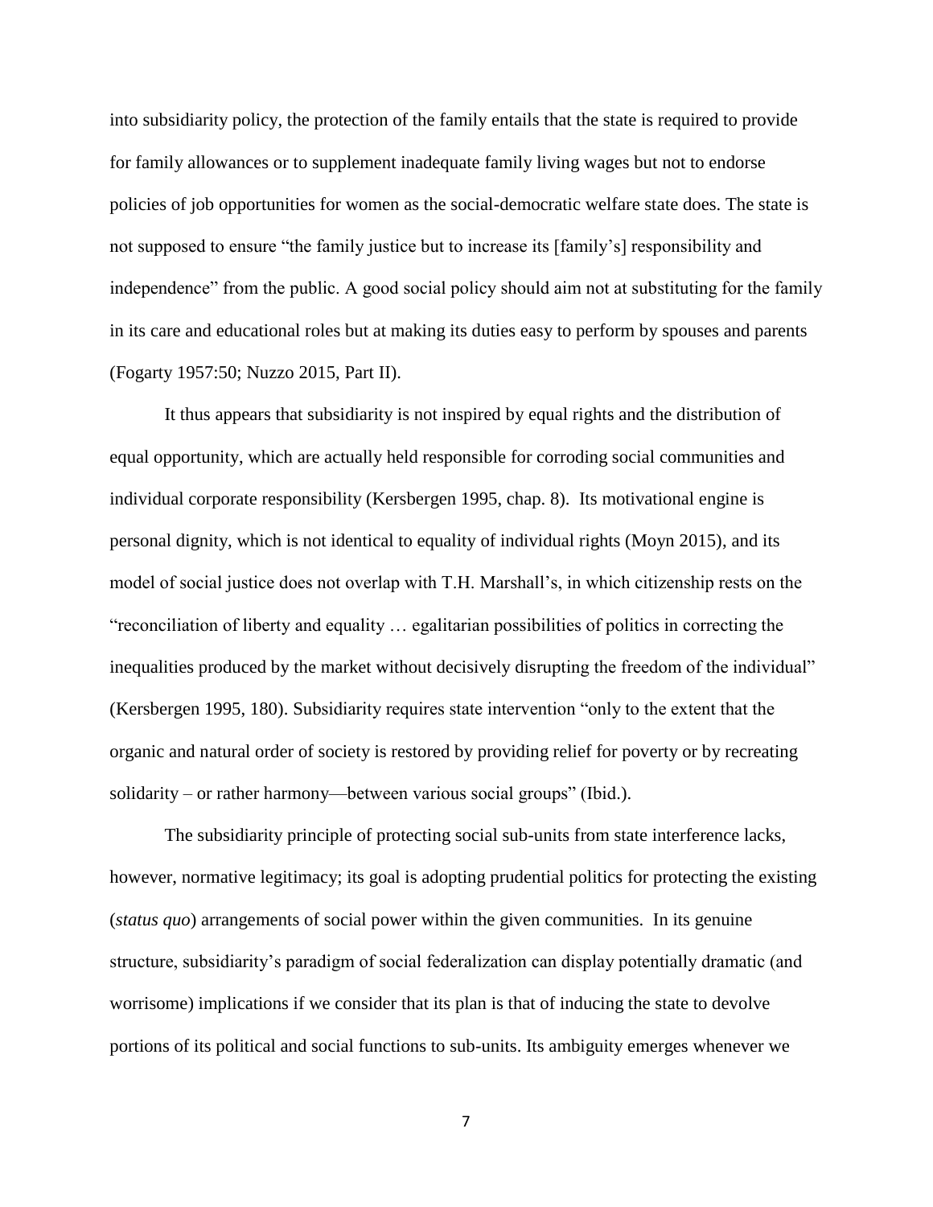into subsidiarity policy, the protection of the family entails that the state is required to provide for family allowances or to supplement inadequate family living wages but not to endorse policies of job opportunities for women as the social-democratic welfare state does. The state is not supposed to ensure "the family justice but to increase its [family's] responsibility and independence" from the public. A good social policy should aim not at substituting for the family in its care and educational roles but at making its duties easy to perform by spouses and parents (Fogarty 1957:50; Nuzzo 2015, Part II).

It thus appears that subsidiarity is not inspired by equal rights and the distribution of equal opportunity, which are actually held responsible for corroding social communities and individual corporate responsibility (Kersbergen 1995, chap. 8). Its motivational engine is personal dignity, which is not identical to equality of individual rights (Moyn 2015), and its model of social justice does not overlap with T.H. Marshall's, in which citizenship rests on the "reconciliation of liberty and equality … egalitarian possibilities of politics in correcting the inequalities produced by the market without decisively disrupting the freedom of the individual" (Kersbergen 1995, 180). Subsidiarity requires state intervention "only to the extent that the organic and natural order of society is restored by providing relief for poverty or by recreating solidarity – or rather harmony—between various social groups" (Ibid.).

The subsidiarity principle of protecting social sub-units from state interference lacks, however, normative legitimacy; its goal is adopting prudential politics for protecting the existing (*status quo*) arrangements of social power within the given communities. In its genuine structure, subsidiarity's paradigm of social federalization can display potentially dramatic (and worrisome) implications if we consider that its plan is that of inducing the state to devolve portions of its political and social functions to sub-units. Its ambiguity emerges whenever we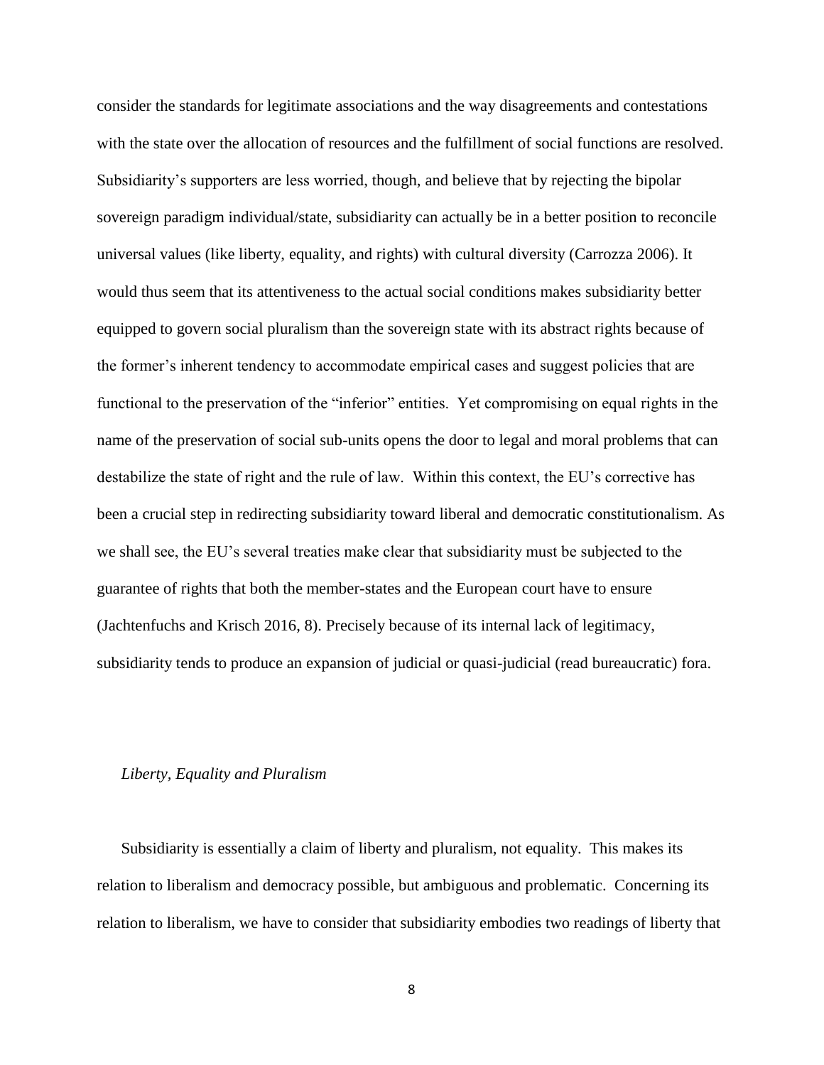consider the standards for legitimate associations and the way disagreements and contestations with the state over the allocation of resources and the fulfillment of social functions are resolved. Subsidiarity's supporters are less worried, though, and believe that by rejecting the bipolar sovereign paradigm individual/state, subsidiarity can actually be in a better position to reconcile universal values (like liberty, equality, and rights) with cultural diversity (Carrozza 2006). It would thus seem that its attentiveness to the actual social conditions makes subsidiarity better equipped to govern social pluralism than the sovereign state with its abstract rights because of the former's inherent tendency to accommodate empirical cases and suggest policies that are functional to the preservation of the "inferior" entities. Yet compromising on equal rights in the name of the preservation of social sub-units opens the door to legal and moral problems that can destabilize the state of right and the rule of law. Within this context, the EU's corrective has been a crucial step in redirecting subsidiarity toward liberal and democratic constitutionalism. As we shall see, the EU's several treaties make clear that subsidiarity must be subjected to the guarantee of rights that both the member-states and the European court have to ensure (Jachtenfuchs and Krisch 2016, 8). Precisely because of its internal lack of legitimacy, subsidiarity tends to produce an expansion of judicial or quasi-judicial (read bureaucratic) fora.

### *Liberty, Equality and Pluralism*

Subsidiarity is essentially a claim of liberty and pluralism, not equality. This makes its relation to liberalism and democracy possible, but ambiguous and problematic. Concerning its relation to liberalism, we have to consider that subsidiarity embodies two readings of liberty that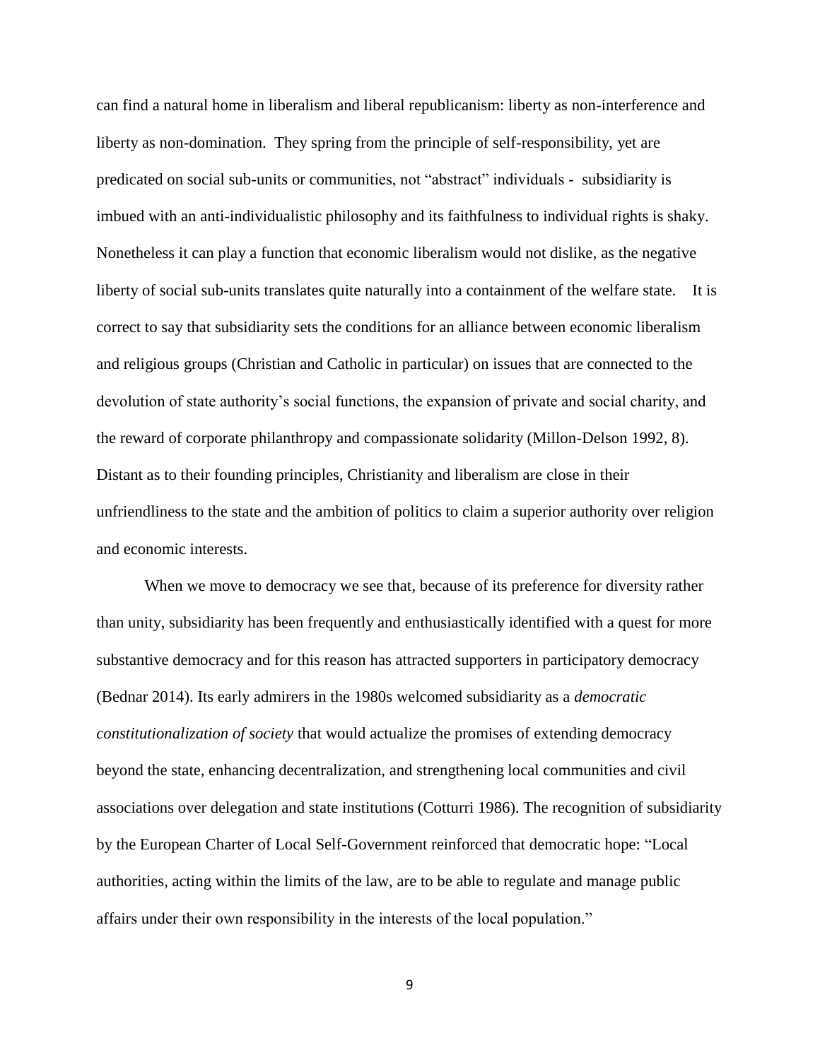can find a natural home in liberalism and liberal republicanism: liberty as non-interference and liberty as non-domination. They spring from the principle of self-responsibility, yet are predicated on social sub-units or communities, not "abstract" individuals - subsidiarity is imbued with an anti-individualistic philosophy and its faithfulness to individual rights is shaky. Nonetheless it can play a function that economic liberalism would not dislike, as the negative liberty of social sub-units translates quite naturally into a containment of the welfare state. It is correct to say that subsidiarity sets the conditions for an alliance between economic liberalism and religious groups (Christian and Catholic in particular) on issues that are connected to the devolution of state authority's social functions, the expansion of private and social charity, and the reward of corporate philanthropy and compassionate solidarity (Millon-Delson 1992, 8). Distant as to their founding principles, Christianity and liberalism are close in their unfriendliness to the state and the ambition of politics to claim a superior authority over religion and economic interests.

When we move to democracy we see that, because of its preference for diversity rather than unity, subsidiarity has been frequently and enthusiastically identified with a quest for more substantive democracy and for this reason has attracted supporters in participatory democracy (Bednar 2014). Its early admirers in the 1980s welcomed subsidiarity as a *democratic constitutionalization of society* that would actualize the promises of extending democracy beyond the state, enhancing decentralization, and strengthening local communities and civil associations over delegation and state institutions (Cotturri 1986). The recognition of subsidiarity by the European Charter of Local Self-Government reinforced that democratic hope: "Local authorities, acting within the limits of the law, are to be able to regulate and manage public affairs under their own responsibility in the interests of the local population."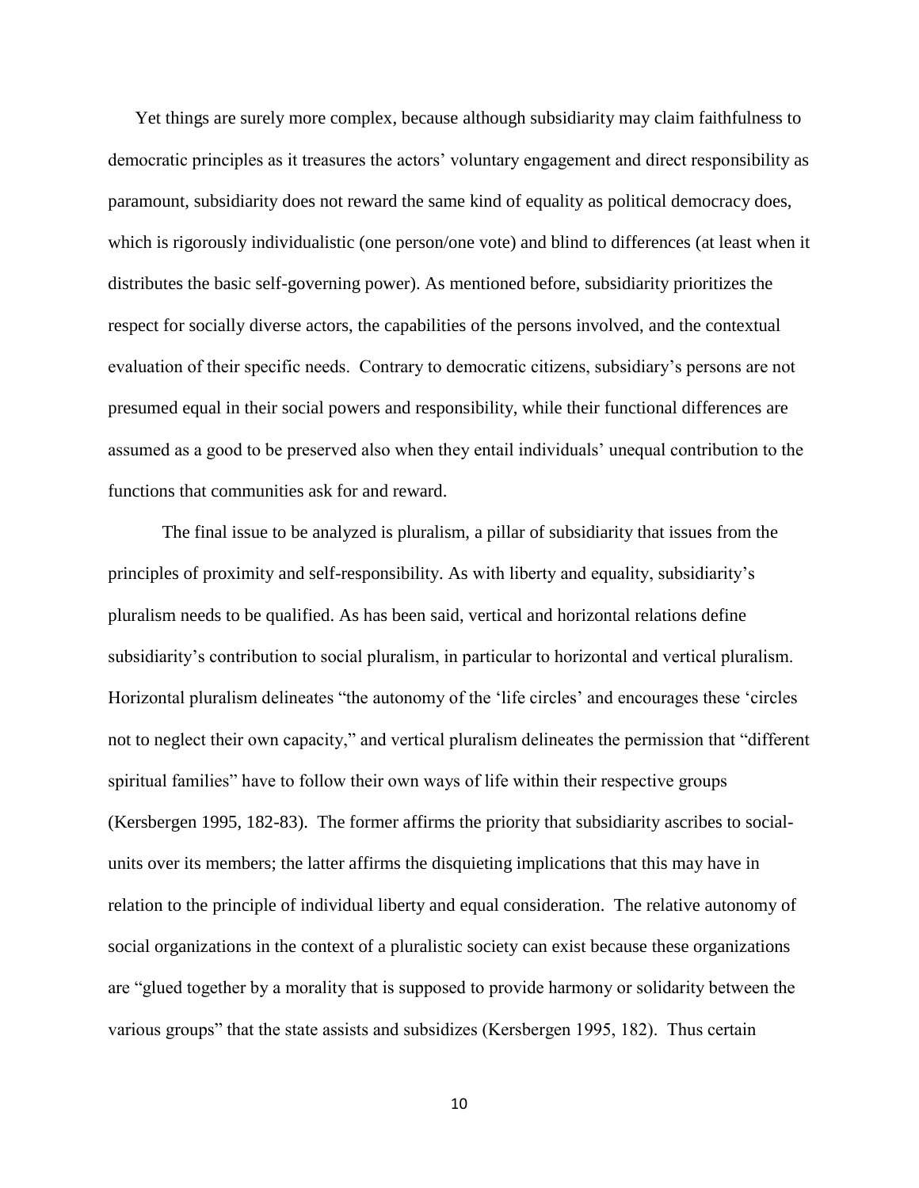Yet things are surely more complex, because although subsidiarity may claim faithfulness to democratic principles as it treasures the actors' voluntary engagement and direct responsibility as paramount, subsidiarity does not reward the same kind of equality as political democracy does, which is rigorously individualistic (one person/one vote) and blind to differences (at least when it distributes the basic self-governing power). As mentioned before, subsidiarity prioritizes the respect for socially diverse actors, the capabilities of the persons involved, and the contextual evaluation of their specific needs. Contrary to democratic citizens, subsidiary's persons are not presumed equal in their social powers and responsibility, while their functional differences are assumed as a good to be preserved also when they entail individuals' unequal contribution to the functions that communities ask for and reward.

The final issue to be analyzed is pluralism, a pillar of subsidiarity that issues from the principles of proximity and self-responsibility. As with liberty and equality, subsidiarity's pluralism needs to be qualified. As has been said, vertical and horizontal relations define subsidiarity's contribution to social pluralism, in particular to horizontal and vertical pluralism. Horizontal pluralism delineates "the autonomy of the 'life circles' and encourages these 'circles not to neglect their own capacity," and vertical pluralism delineates the permission that "different spiritual families" have to follow their own ways of life within their respective groups (Kersbergen 1995, 182-83). The former affirms the priority that subsidiarity ascribes to social-units over its members; the latter affirms the disquieting implications that this may have in relation to the principle of individual liberty and equal consideration. The relative autonomy of social organizations in the context of a pluralistic society can exist because these organizations are "glued together by a morality that is supposed to provide harmony or solidarity between the various groups" that the state assists and subsidizes (Kersbergen 1995, 182). Thus certain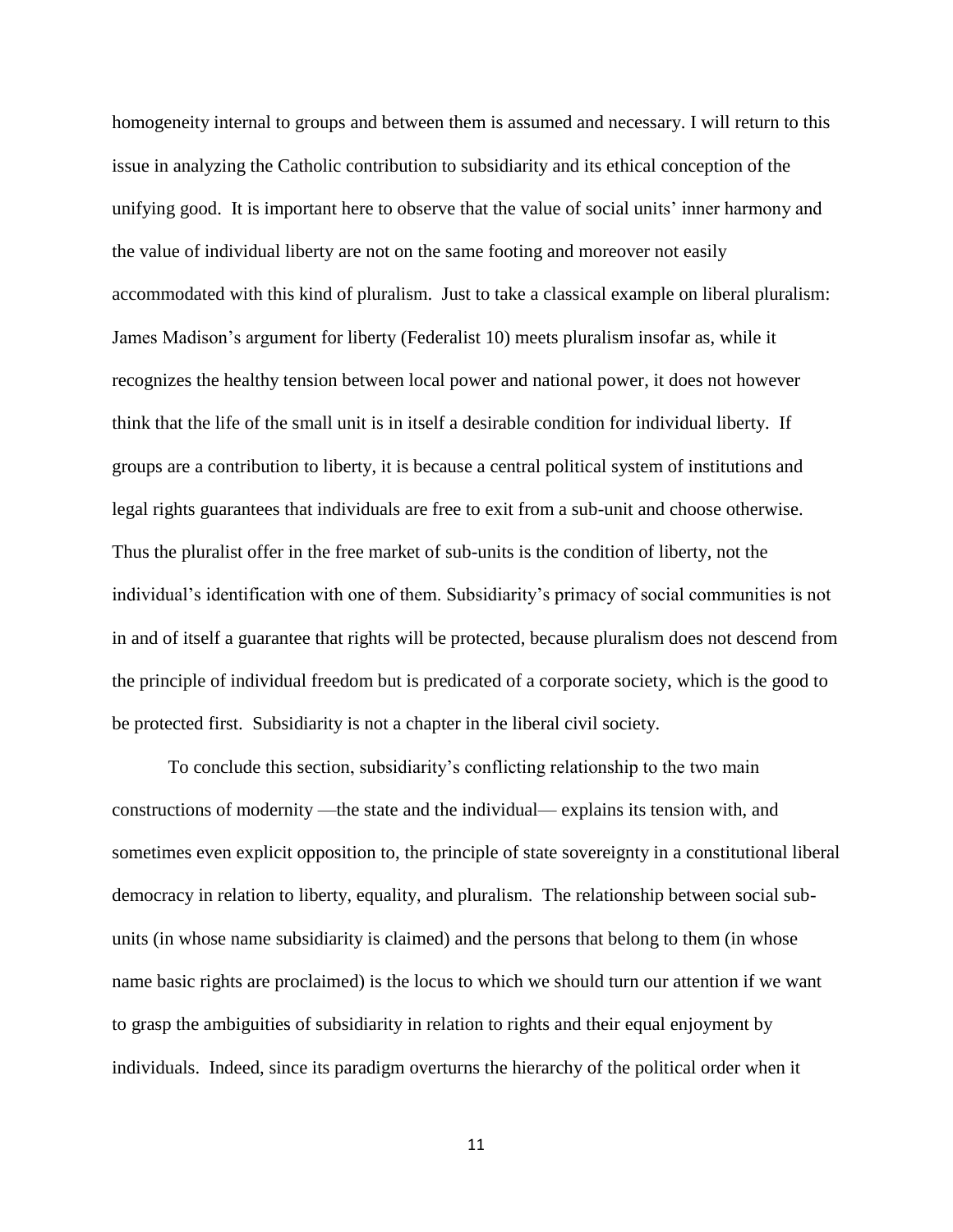homogeneity internal to groups and between them is assumed and necessary. I will return to this issue in analyzing the Catholic contribution to subsidiarity and its ethical conception of the unifying good. It is important here to observe that the value of social units' inner harmony and the value of individual liberty are not on the same footing and moreover not easily accommodated with this kind of pluralism. Just to take a classical example on liberal pluralism: James Madison's argument for liberty (Federalist 10) meets pluralism insofar as, while it recognizes the healthy tension between local power and national power, it does not however think that the life of the small unit is in itself a desirable condition for individual liberty. If groups are a contribution to liberty, it is because a central political system of institutions and legal rights guarantees that individuals are free to exit from a sub-unit and choose otherwise. Thus the pluralist offer in the free market of sub-units is the condition of liberty, not the individual's identification with one of them. Subsidiarity's primacy of social communities is not in and of itself a guarantee that rights will be protected, because pluralism does not descend from the principle of individual freedom but is predicated of a corporate society, which is the good to be protected first. Subsidiarity is not a chapter in the liberal civil society.

To conclude this section, subsidiarity's conflicting relationship to the two main constructions of modernity —the state and the individual— explains its tension with, and sometimes even explicit opposition to, the principle of state sovereignty in a constitutional liberal democracy in relation to liberty, equality, and pluralism. The relationship between social sub-units (in whose name subsidiarity is claimed) and the persons that belong to them (in whose name basic rights are proclaimed) is the locus to which we should turn our attention if we want to grasp the ambiguities of subsidiarity in relation to rights and their equal enjoyment by individuals. Indeed, since its paradigm overturns the hierarchy of the political order when it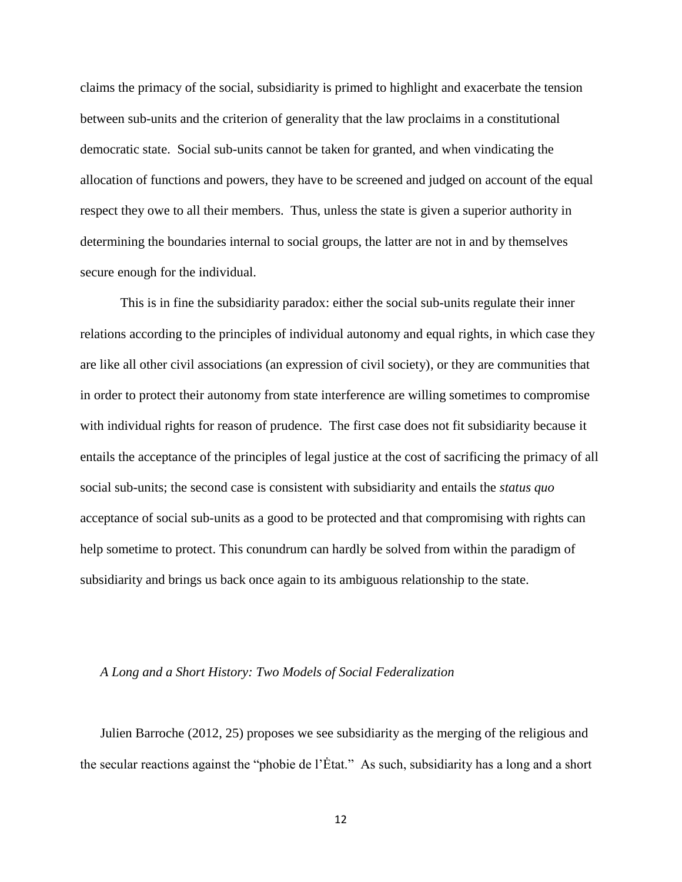claims the primacy of the social, subsidiarity is primed to highlight and exacerbate the tension between sub-units and the criterion of generality that the law proclaims in a constitutional democratic state. Social sub-units cannot be taken for granted, and when vindicating the allocation of functions and powers, they have to be screened and judged on account of the equal respect they owe to all their members. Thus, unless the state is given a superior authority in determining the boundaries internal to social groups, the latter are not in and by themselves secure enough for the individual.

This is in fine the subsidiarity paradox: either the social sub-units regulate their inner relations according to the principles of individual autonomy and equal rights, in which case they are like all other civil associations (an expression of civil society), or they are communities that in order to protect their autonomy from state interference are willing sometimes to compromise with individual rights for reason of prudence. The first case does not fit subsidiarity because it entails the acceptance of the principles of legal justice at the cost of sacrificing the primacy of all social sub-units; the second case is consistent with subsidiarity and entails the *status quo* acceptance of social sub-units as a good to be protected and that compromising with rights can help sometime to protect. This conundrum can hardly be solved from within the paradigm of subsidiarity and brings us back once again to its ambiguous relationship to the state.

### *A Long and a Short History: Two Models of Social Federalization*

Julien Barroche (2012, 25) proposes we see subsidiarity as the merging of the religious and the secular reactions against the "phobie de l'Ėtat." As such, subsidiarity has a long and a short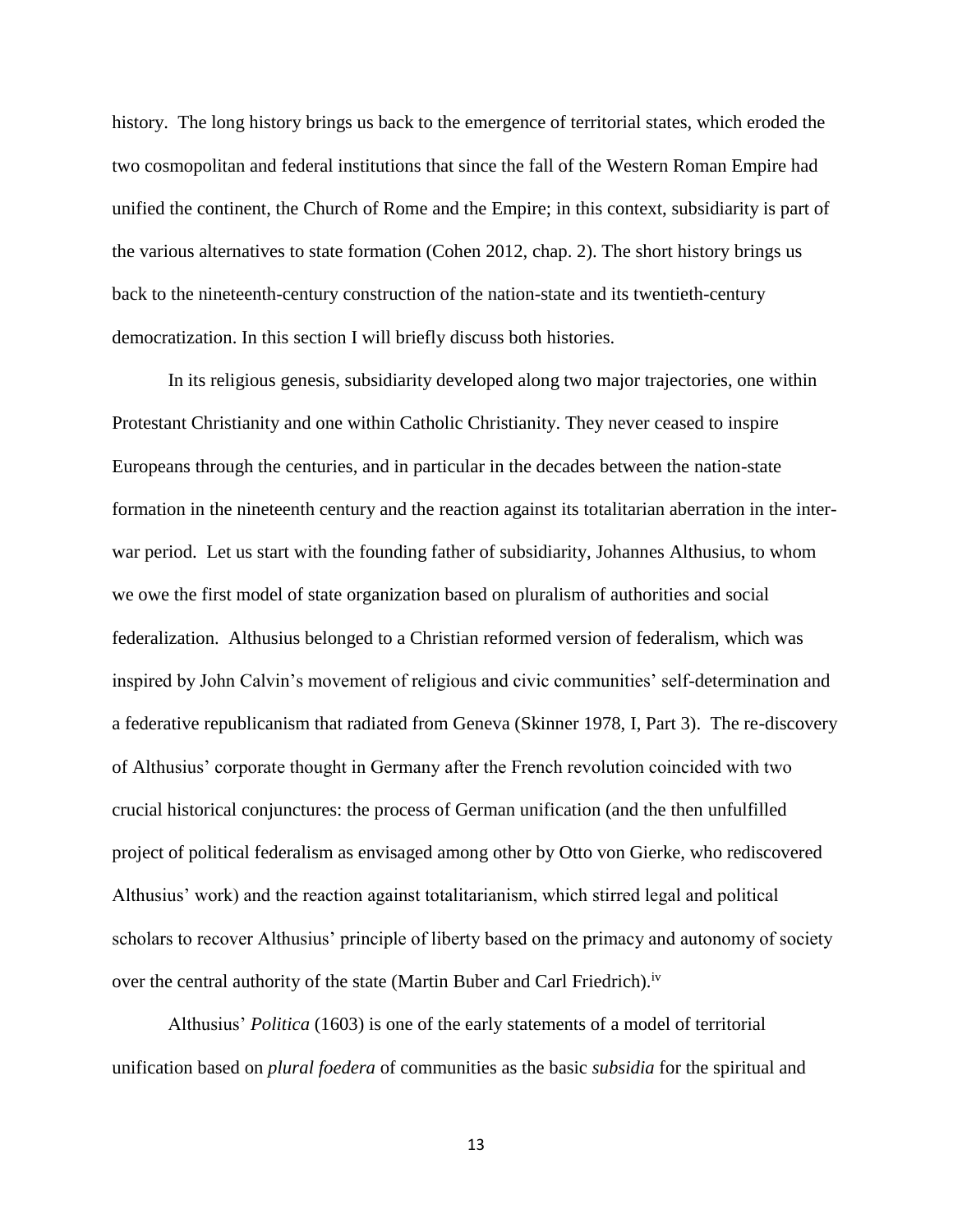history. The long history brings us back to the emergence of territorial states, which eroded the two cosmopolitan and federal institutions that since the fall of the Western Roman Empire had unified the continent, the Church of Rome and the Empire; in this context, subsidiarity is part of the various alternatives to state formation (Cohen 2012, chap. 2). The short history brings us back to the nineteenth-century construction of the nation-state and its twentieth-century democratization. In this section I will briefly discuss both histories.

In its religious genesis, subsidiarity developed along two major trajectories, one within Protestant Christianity and one within Catholic Christianity. They never ceased to inspire Europeans through the centuries, and in particular in the decades between the nation-state formation in the nineteenth century and the reaction against its totalitarian aberration in the inter-war period. Let us start with the founding father of subsidiarity, Johannes Althusius, to whom we owe the first model of state organization based on pluralism of authorities and social federalization. Althusius belonged to a Christian reformed version of federalism, which was inspired by John Calvin's movement of religious and civic communities' self-determination and a federative republicanism that radiated from Geneva (Skinner 1978, I, Part 3). The re-discovery of Althusius' corporate thought in Germany after the French revolution coincided with two crucial historical conjunctures: the process of German unification (and the then unfulfilled project of political federalism as envisaged among other by Otto von Gierke, who rediscovered Althusius' work) and the reaction against totalitarianism, which stirred legal and political scholars to recover Althusius' principle of liberty based on the primacy and autonomy of society over the central authority of the state (Martin Buber and Carl Friedrich).[iv]

Althusius' *Politica* (1603) is one of the early statements of a model of territorial unification based on *plural foedera* of communities as the basic *subsidia* for the spiritual and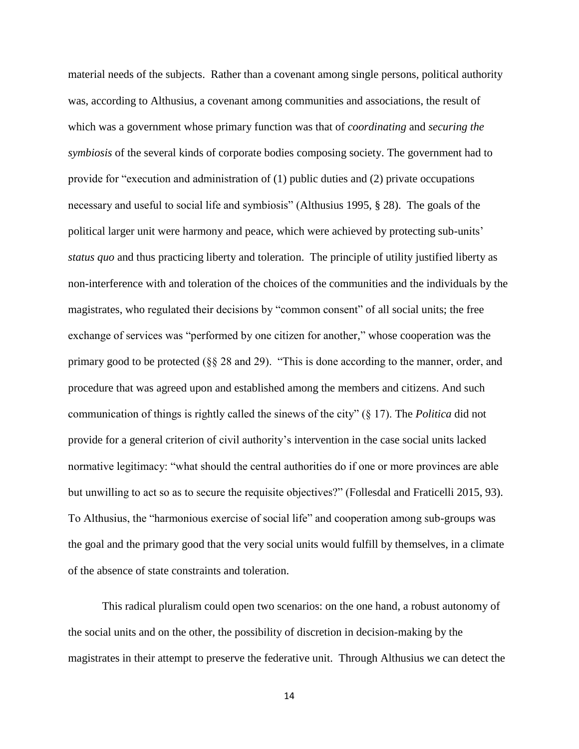material needs of the subjects. Rather than a covenant among single persons, political authority was, according to Althusius, a covenant among communities and associations, the result of which was a government whose primary function was that of *coordinating* and *securing the symbiosis* of the several kinds of corporate bodies composing society. The government had to provide for "execution and administration of (1) public duties and (2) private occupations necessary and useful to social life and symbiosis" (Althusius 1995, § 28). The goals of the political larger unit were harmony and peace, which were achieved by protecting sub-units' *status quo* and thus practicing liberty and toleration. The principle of utility justified liberty as non-interference with and toleration of the choices of the communities and the individuals by the magistrates, who regulated their decisions by "common consent" of all social units; the free exchange of services was "performed by one citizen for another," whose cooperation was the primary good to be protected (§§ 28 and 29). "This is done according to the manner, order, and procedure that was agreed upon and established among the members and citizens. And such communication of things is rightly called the sinews of the city" (§ 17). The *Politica* did not provide for a general criterion of civil authority's intervention in the case social units lacked normative legitimacy: "what should the central authorities do if one or more provinces are able but unwilling to act so as to secure the requisite objectives?" (Follesdal and Fraticelli 2015, 93). To Althusius, the "harmonious exercise of social life" and cooperation among sub-groups was the goal and the primary good that the very social units would fulfill by themselves, in a climate of the absence of state constraints and toleration.

This radical pluralism could open two scenarios: on the one hand, a robust autonomy of the social units and on the other, the possibility of discretion in decision-making by the magistrates in their attempt to preserve the federative unit. Through Althusius we can detect the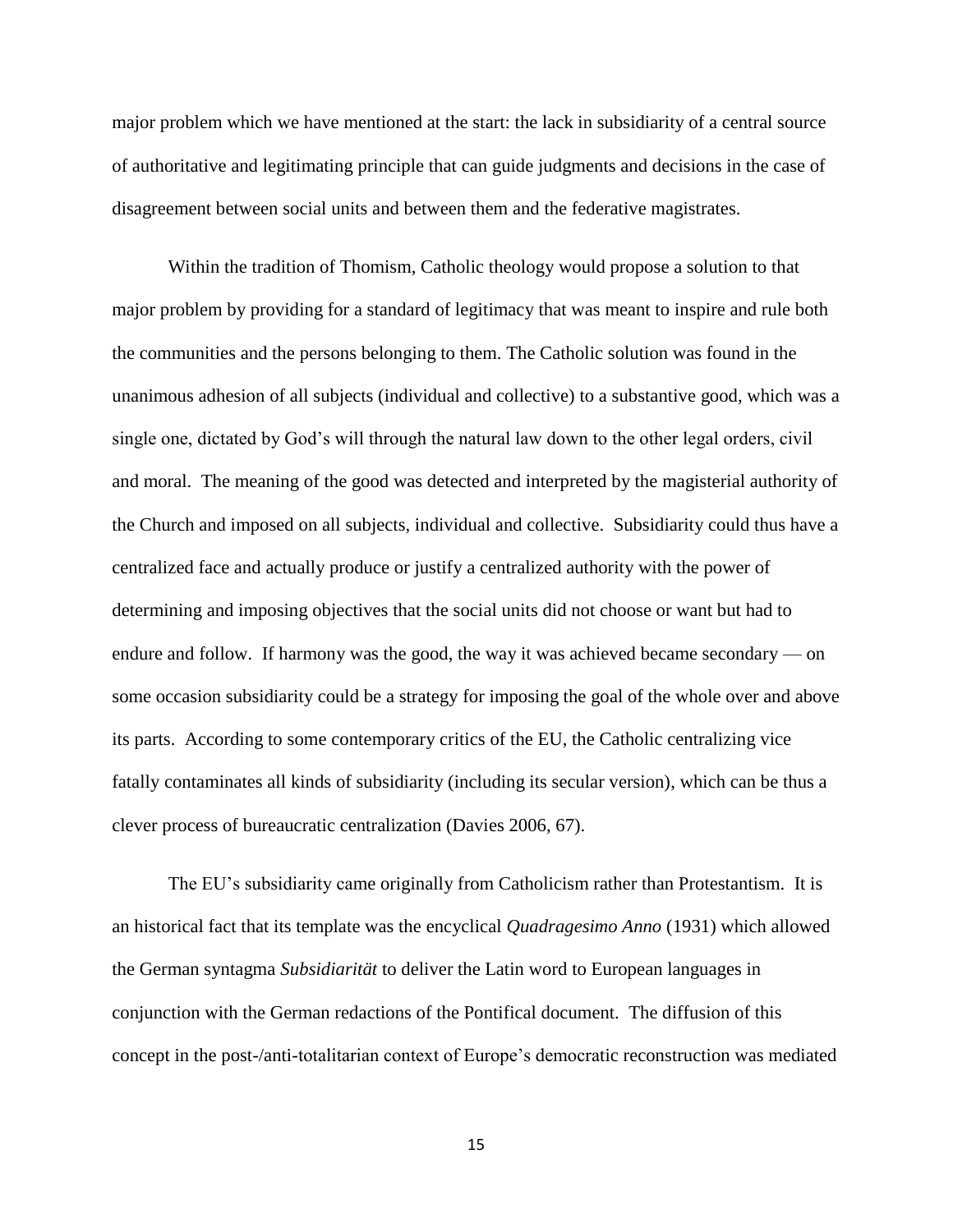major problem which we have mentioned at the start: the lack in subsidiarity of a central source of authoritative and legitimating principle that can guide judgments and decisions in the case of disagreement between social units and between them and the federative magistrates.

Within the tradition of Thomism, Catholic theology would propose a solution to that major problem by providing for a standard of legitimacy that was meant to inspire and rule both the communities and the persons belonging to them. The Catholic solution was found in the unanimous adhesion of all subjects (individual and collective) to a substantive good, which was a single one, dictated by God's will through the natural law down to the other legal orders, civil and moral. The meaning of the good was detected and interpreted by the magisterial authority of the Church and imposed on all subjects, individual and collective. Subsidiarity could thus have a centralized face and actually produce or justify a centralized authority with the power of determining and imposing objectives that the social units did not choose or want but had to endure and follow. If harmony was the good, the way it was achieved became secondary — on some occasion subsidiarity could be a strategy for imposing the goal of the whole over and above its parts. According to some contemporary critics of the EU, the Catholic centralizing vice fatally contaminates all kinds of subsidiarity (including its secular version), which can be thus a clever process of bureaucratic centralization (Davies 2006, 67).

The EU's subsidiarity came originally from Catholicism rather than Protestantism. It is an historical fact that its template was the encyclical *Quadragesimo Anno* (1931) which allowed the German syntagma *Subsidiarität* to deliver the Latin word to European languages in conjunction with the German redactions of the Pontifical document. The diffusion of this concept in the post-/anti-totalitarian context of Europe's democratic reconstruction was mediated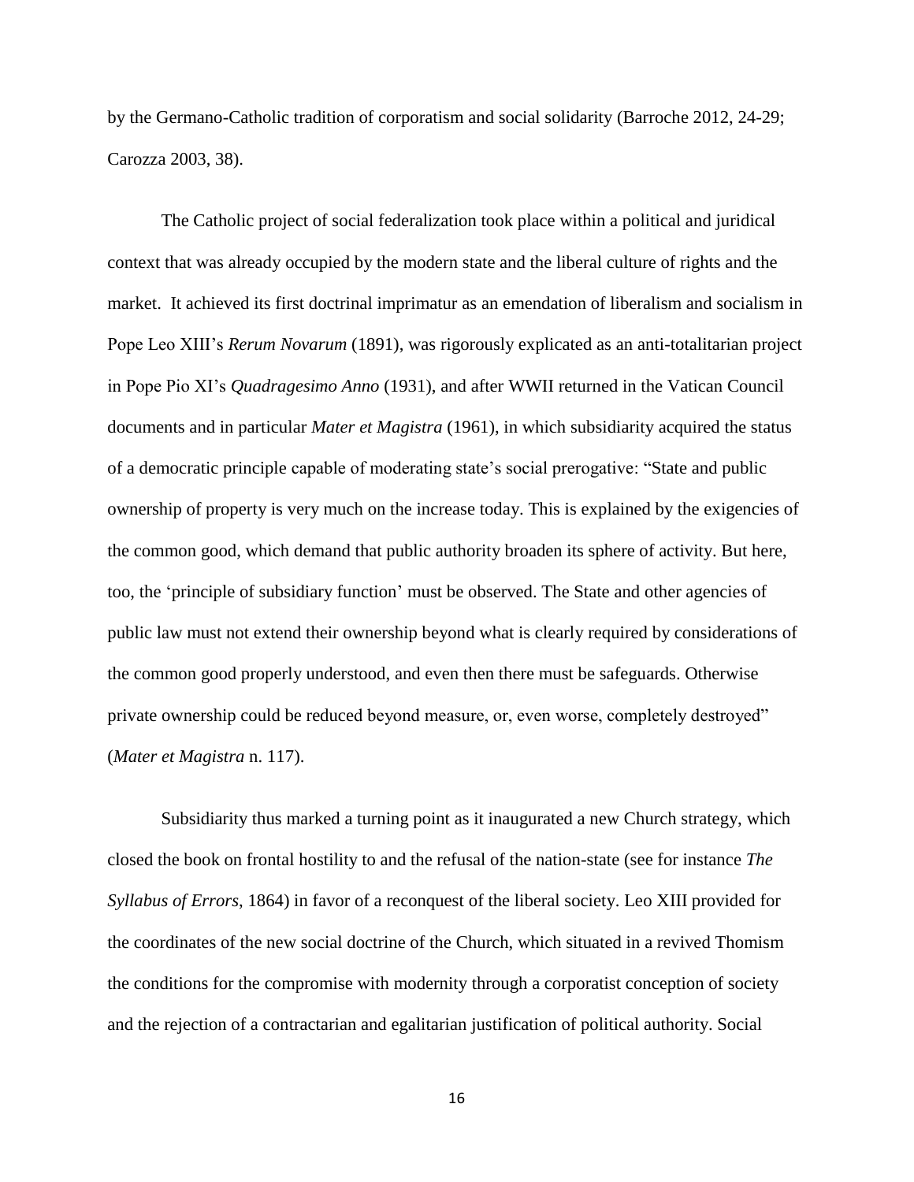by the Germano-Catholic tradition of corporatism and social solidarity (Barroche 2012, 24-29; Carozza 2003, 38).

The Catholic project of social federalization took place within a political and juridical context that was already occupied by the modern state and the liberal culture of rights and the market. It achieved its first doctrinal imprimatur as an emendation of liberalism and socialism in Pope Leo XIII's *Rerum Novarum* (1891), was rigorously explicated as an anti-totalitarian project in Pope Pio XI's *Quadragesimo Anno* (1931), and after WWII returned in the Vatican Council documents and in particular *Mater et Magistra* (1961), in which subsidiarity acquired the status of a democratic principle capable of moderating state's social prerogative: "State and public ownership of property is very much on the increase today. This is explained by the exigencies of the common good, which demand that public authority broaden its sphere of activity. But here, too, the 'principle of subsidiary function' must be observed. The State and other agencies of public law must not extend their ownership beyond what is clearly required by considerations of the common good properly understood, and even then there must be safeguards. Otherwise private ownership could be reduced beyond measure, or, even worse, completely destroyed" (*Mater et Magistra* n. 117).

Subsidiarity thus marked a turning point as it inaugurated a new Church strategy, which closed the book on frontal hostility to and the refusal of the nation-state (see for instance *The Syllabus of Errors*, 1864) in favor of a reconquest of the liberal society. Leo XIII provided for the coordinates of the new social doctrine of the Church, which situated in a revived Thomism the conditions for the compromise with modernity through a corporatist conception of society and the rejection of a contractarian and egalitarian justification of political authority. Social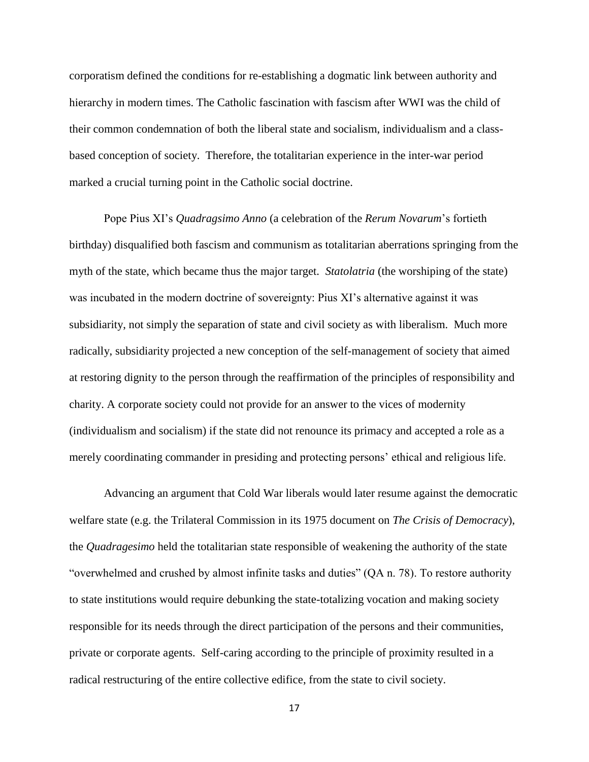corporatism defined the conditions for re-establishing a dogmatic link between authority and hierarchy in modern times. The Catholic fascination with fascism after WWI was the child of their common condemnation of both the liberal state and socialism, individualism and a class-based conception of society. Therefore, the totalitarian experience in the inter-war period marked a crucial turning point in the Catholic social doctrine.

Pope Pius XI's *Quadragsimo Anno* (a celebration of the *Rerum Novarum*'s fortieth birthday) disqualified both fascism and communism as totalitarian aberrations springing from the myth of the state, which became thus the major target. *Statolatria* (the worshiping of the state) was incubated in the modern doctrine of sovereignty: Pius XI's alternative against it was subsidiarity, not simply the separation of state and civil society as with liberalism. Much more radically, subsidiarity projected a new conception of the self-management of society that aimed at restoring dignity to the person through the reaffirmation of the principles of responsibility and charity. A corporate society could not provide for an answer to the vices of modernity (individualism and socialism) if the state did not renounce its primacy and accepted a role as a merely coordinating commander in presiding and protecting persons' ethical and religious life.

Advancing an argument that Cold War liberals would later resume against the democratic welfare state (e.g. the Trilateral Commission in its 1975 document on *The Crisis of Democracy*), the *Quadragesimo* held the totalitarian state responsible of weakening the authority of the state "overwhelmed and crushed by almost infinite tasks and duties" (QA n. 78). To restore authority to state institutions would require debunking the state-totalizing vocation and making society responsible for its needs through the direct participation of the persons and their communities, private or corporate agents. Self-caring according to the principle of proximity resulted in a radical restructuring of the entire collective edifice, from the state to civil society.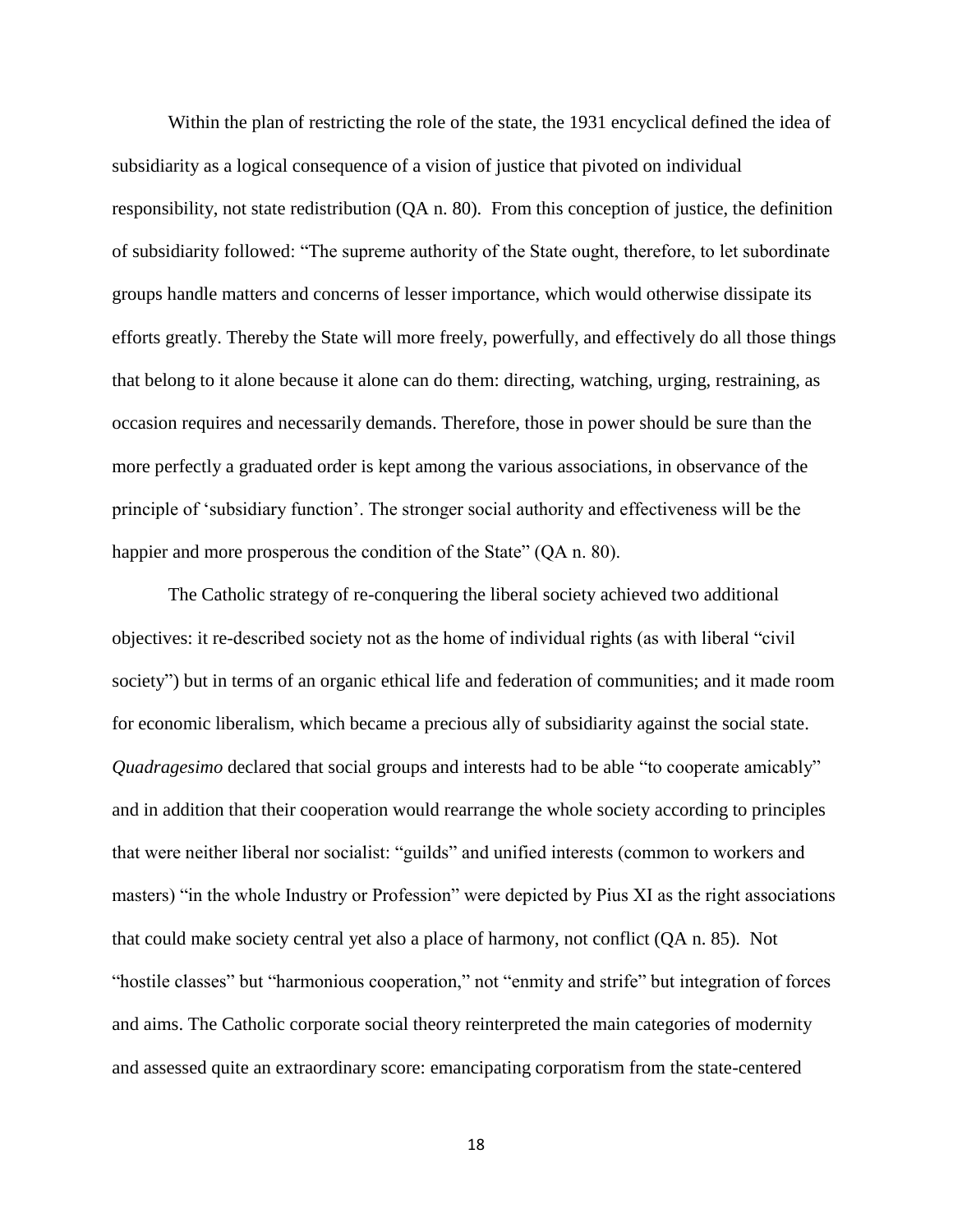Within the plan of restricting the role of the state, the 1931 encyclical defined the idea of subsidiarity as a logical consequence of a vision of justice that pivoted on individual responsibility, not state redistribution (QA n. 80). From this conception of justice, the definition of subsidiarity followed: "The supreme authority of the State ought, therefore, to let subordinate groups handle matters and concerns of lesser importance, which would otherwise dissipate its efforts greatly. Thereby the State will more freely, powerfully, and effectively do all those things that belong to it alone because it alone can do them: directing, watching, urging, restraining, as occasion requires and necessarily demands. Therefore, those in power should be sure than the more perfectly a graduated order is kept among the various associations, in observance of the principle of 'subsidiary function'. The stronger social authority and effectiveness will be the happier and more prosperous the condition of the State" (QA n. 80).

The Catholic strategy of re-conquering the liberal society achieved two additional objectives: it re-described society not as the home of individual rights (as with liberal "civil society") but in terms of an organic ethical life and federation of communities; and it made room for economic liberalism, which became a precious ally of subsidiarity against the social state. *Quadragesimo* declared that social groups and interests had to be able "to cooperate amicably" and in addition that their cooperation would rearrange the whole society according to principles that were neither liberal nor socialist: "guilds" and unified interests (common to workers and masters) "in the whole Industry or Profession" were depicted by Pius XI as the right associations that could make society central yet also a place of harmony, not conflict (QA n. 85). Not "hostile classes" but "harmonious cooperation," not "enmity and strife" but integration of forces and aims. The Catholic corporate social theory reinterpreted the main categories of modernity and assessed quite an extraordinary score: emancipating corporatism from the state-centered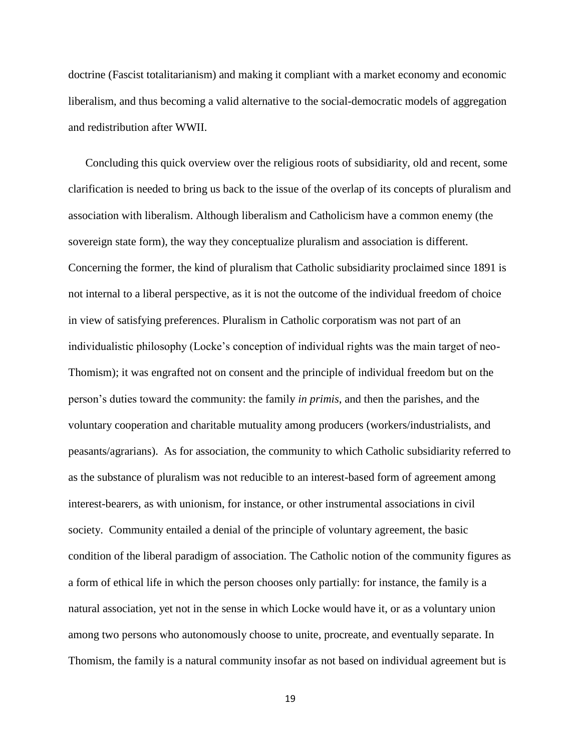doctrine (Fascist totalitarianism) and making it compliant with a market economy and economic liberalism, and thus becoming a valid alternative to the social-democratic models of aggregation and redistribution after WWII.

Concluding this quick overview over the religious roots of subsidiarity, old and recent, some clarification is needed to bring us back to the issue of the overlap of its concepts of pluralism and association with liberalism. Although liberalism and Catholicism have a common enemy (the sovereign state form), the way they conceptualize pluralism and association is different. Concerning the former, the kind of pluralism that Catholic subsidiarity proclaimed since 1891 is not internal to a liberal perspective, as it is not the outcome of the individual freedom of choice in view of satisfying preferences. Pluralism in Catholic corporatism was not part of an individualistic philosophy (Locke's conception of individual rights was the main target of neo-Thomism); it was engrafted not on consent and the principle of individual freedom but on the person's duties toward the community: the family *in primis*, and then the parishes, and the voluntary cooperation and charitable mutuality among producers (workers/industrialists, and peasants/agrarians). As for association, the community to which Catholic subsidiarity referred to as the substance of pluralism was not reducible to an interest-based form of agreement among interest-bearers, as with unionism, for instance, or other instrumental associations in civil society. Community entailed a denial of the principle of voluntary agreement, the basic condition of the liberal paradigm of association. The Catholic notion of the community figures as a form of ethical life in which the person chooses only partially: for instance, the family is a natural association, yet not in the sense in which Locke would have it, or as a voluntary union among two persons who autonomously choose to unite, procreate, and eventually separate. In Thomism, the family is a natural community insofar as not based on individual agreement but is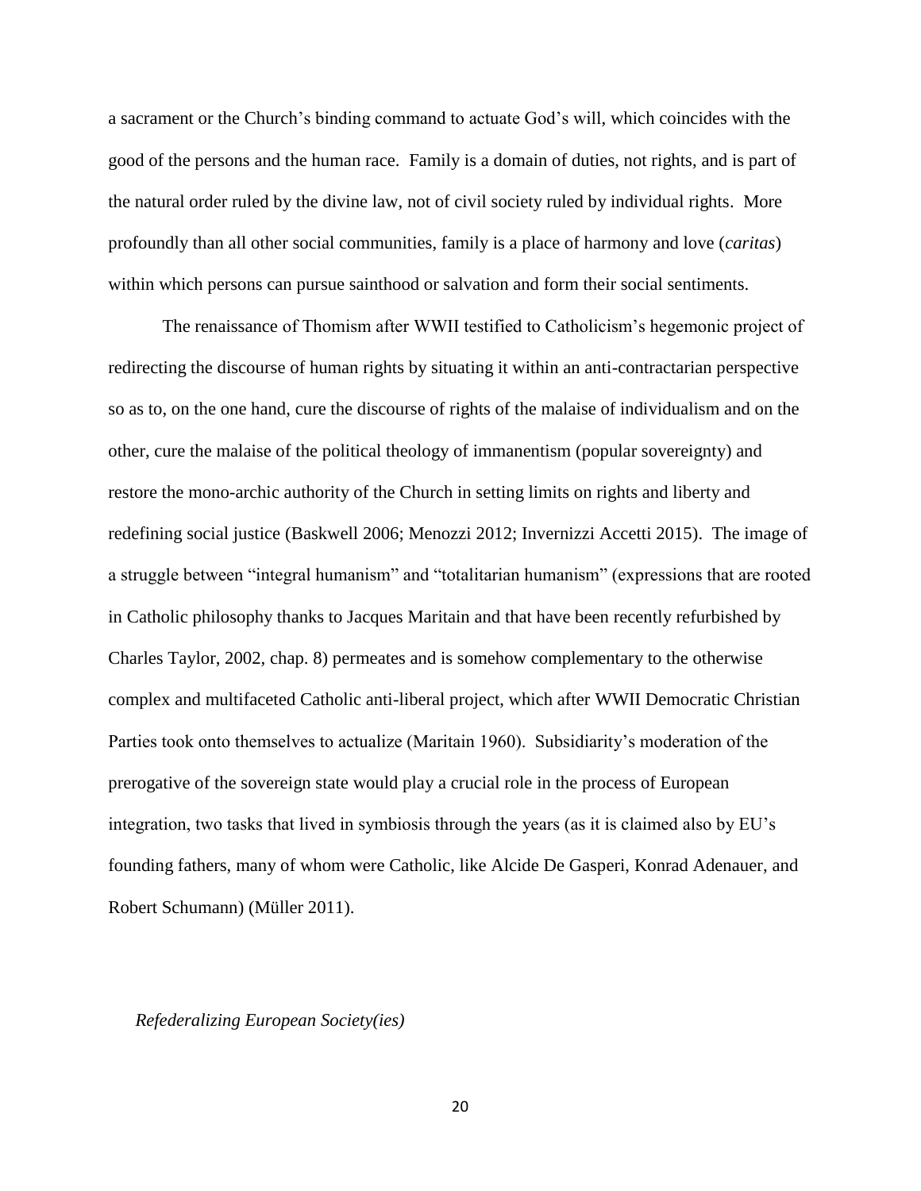a sacrament or the Church's binding command to actuate God's will, which coincides with the good of the persons and the human race. Family is a domain of duties, not rights, and is part of the natural order ruled by the divine law, not of civil society ruled by individual rights. More profoundly than all other social communities, family is a place of harmony and love (*caritas*) within which persons can pursue sainthood or salvation and form their social sentiments.

The renaissance of Thomism after WWII testified to Catholicism's hegemonic project of redirecting the discourse of human rights by situating it within an anti-contractarian perspective so as to, on the one hand, cure the discourse of rights of the malaise of individualism and on the other, cure the malaise of the political theology of immanentism (popular sovereignty) and restore the mono-archic authority of the Church in setting limits on rights and liberty and redefining social justice (Baskwell 2006; Menozzi 2012; Invernizzi Accetti 2015). The image of a struggle between "integral humanism" and "totalitarian humanism" (expressions that are rooted in Catholic philosophy thanks to Jacques Maritain and that have been recently refurbished by Charles Taylor, 2002, chap. 8) permeates and is somehow complementary to the otherwise complex and multifaceted Catholic anti-liberal project, which after WWII Democratic Christian Parties took onto themselves to actualize (Maritain 1960). Subsidiarity's moderation of the prerogative of the sovereign state would play a crucial role in the process of European integration, two tasks that lived in symbiosis through the years (as it is claimed also by EU's founding fathers, many of whom were Catholic, like Alcide De Gasperi, Konrad Adenauer, and Robert Schumann) (Müller 2011).

*Refederalizing European Society(ies)*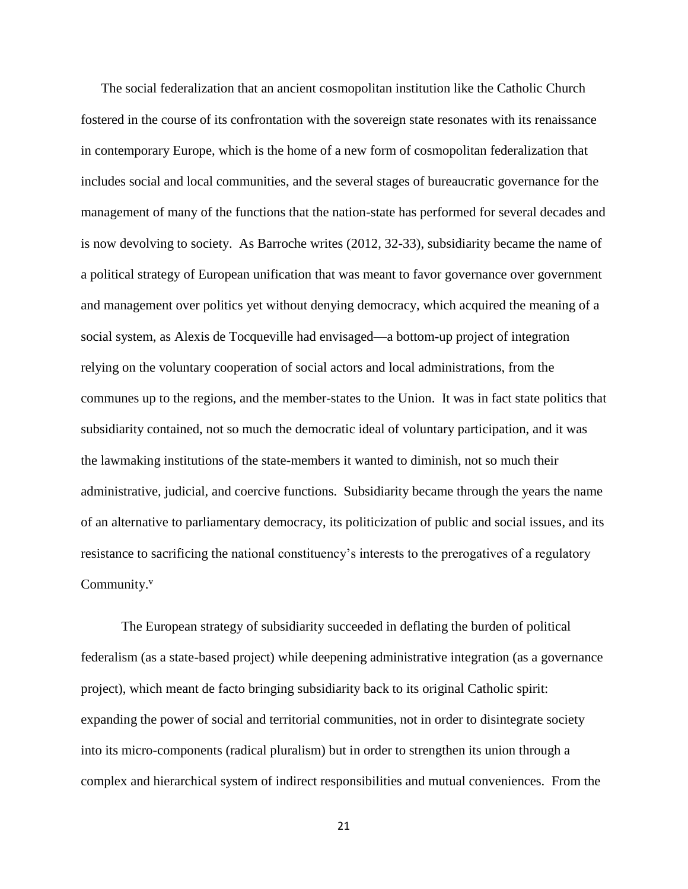The social federalization that an ancient cosmopolitan institution like the Catholic Church fostered in the course of its confrontation with the sovereign state resonates with its renaissance in contemporary Europe, which is the home of a new form of cosmopolitan federalization that includes social and local communities, and the several stages of bureaucratic governance for the management of many of the functions that the nation-state has performed for several decades and is now devolving to society. As Barroche writes (2012, 32-33), subsidiarity became the name of a political strategy of European unification that was meant to favor governance over government and management over politics yet without denying democracy, which acquired the meaning of a social system, as Alexis de Tocqueville had envisaged—a bottom-up project of integration relying on the voluntary cooperation of social actors and local administrations, from the communes up to the regions, and the member-states to the Union. It was in fact state politics that subsidiarity contained, not so much the democratic ideal of voluntary participation, and it was the lawmaking institutions of the state-members it wanted to diminish, not so much their administrative, judicial, and coercive functions. Subsidiarity became through the years the name of an alternative to parliamentary democracy, its politicization of public and social issues, and its resistance to sacrificing the national constituency's interests to the prerogatives of a regulatory Community.[v]

The European strategy of subsidiarity succeeded in deflating the burden of political federalism (as a state-based project) while deepening administrative integration (as a governance project), which meant de facto bringing subsidiarity back to its original Catholic spirit: expanding the power of social and territorial communities, not in order to disintegrate society into its micro-components (radical pluralism) but in order to strengthen its union through a complex and hierarchical system of indirect responsibilities and mutual conveniences. From the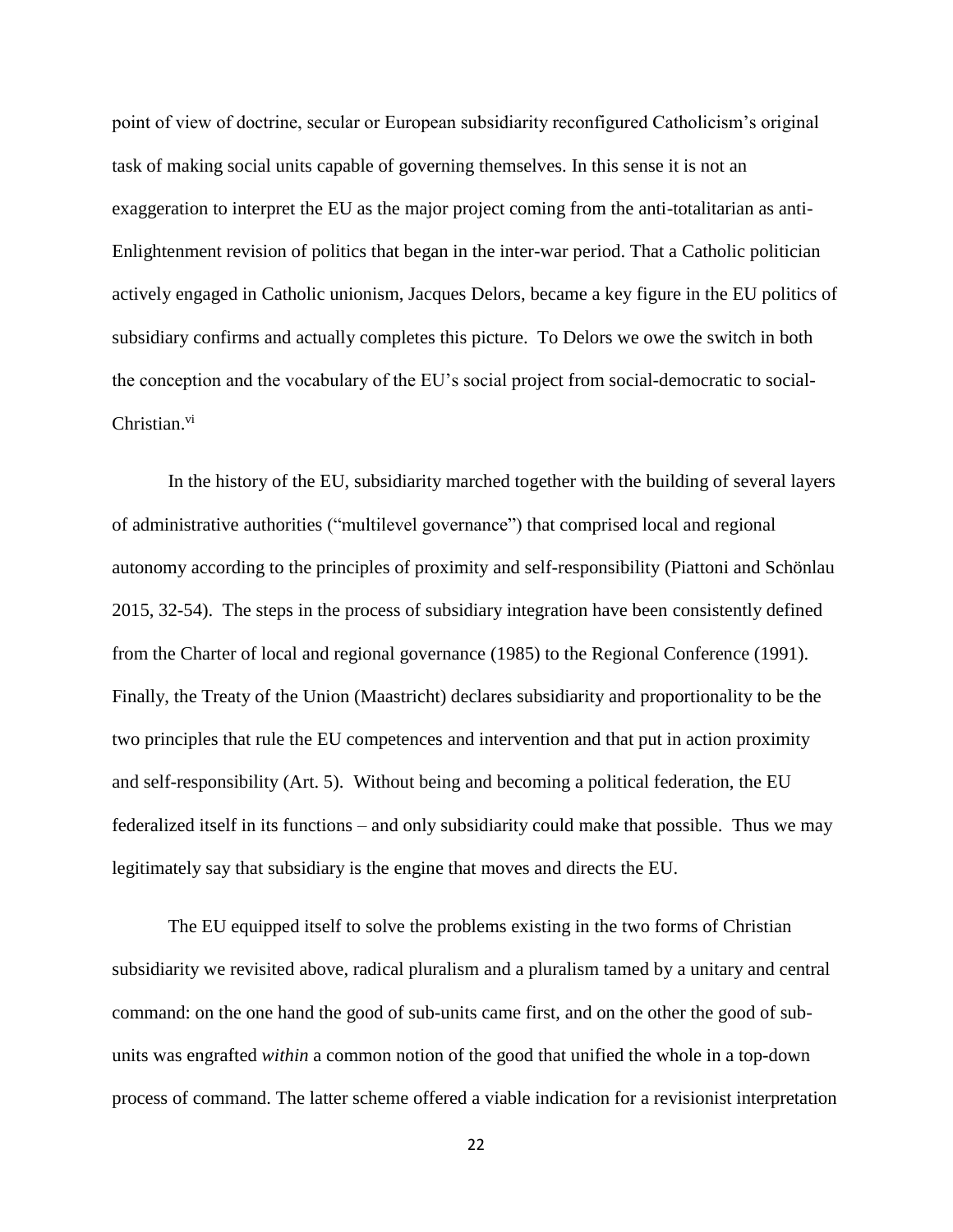point of view of doctrine, secular or European subsidiarity reconfigured Catholicism's original task of making social units capable of governing themselves. In this sense it is not an exaggeration to interpret the EU as the major project coming from the anti-totalitarian as anti-Enlightenment revision of politics that began in the inter-war period. That a Catholic politician actively engaged in Catholic unionism, Jacques Delors, became a key figure in the EU politics of subsidiary confirms and actually completes this picture. To Delors we owe the switch in both the conception and the vocabulary of the EU's social project from social-democratic to social-Christian.[vi]

In the history of the EU, subsidiarity marched together with the building of several layers of administrative authorities ("multilevel governance") that comprised local and regional autonomy according to the principles of proximity and self-responsibility (Piattoni and Schönlau 2015, 32-54). The steps in the process of subsidiary integration have been consistently defined from the Charter of local and regional governance (1985) to the Regional Conference (1991). Finally, the Treaty of the Union (Maastricht) declares subsidiarity and proportionality to be the two principles that rule the EU competences and intervention and that put in action proximity and self-responsibility (Art. 5). Without being and becoming a political federation, the EU federalized itself in its functions – and only subsidiarity could make that possible. Thus we may legitimately say that subsidiary is the engine that moves and directs the EU.

The EU equipped itself to solve the problems existing in the two forms of Christian subsidiarity we revisited above, radical pluralism and a pluralism tamed by a unitary and central command: on the one hand the good of sub-units came first, and on the other the good of sub-units was engrafted *within* a common notion of the good that unified the whole in a top-down process of command. The latter scheme offered a viable indication for a revisionist interpretation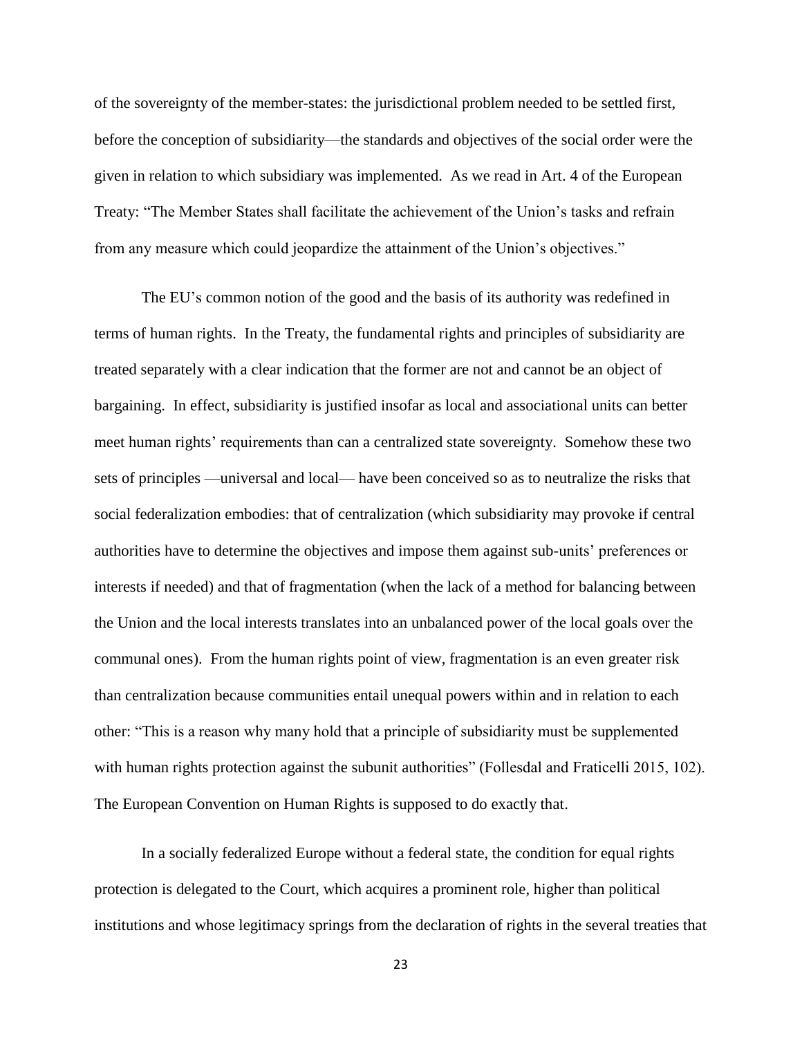of the sovereignty of the member-states: the jurisdictional problem needed to be settled first, before the conception of subsidiarity—the standards and objectives of the social order were the given in relation to which subsidiary was implemented. As we read in Art. 4 of the European Treaty: "The Member States shall facilitate the achievement of the Union's tasks and refrain from any measure which could jeopardize the attainment of the Union's objectives."

The EU's common notion of the good and the basis of its authority was redefined in terms of human rights. In the Treaty, the fundamental rights and principles of subsidiarity are treated separately with a clear indication that the former are not and cannot be an object of bargaining. In effect, subsidiarity is justified insofar as local and associational units can better meet human rights' requirements than can a centralized state sovereignty. Somehow these two sets of principles —universal and local— have been conceived so as to neutralize the risks that social federalization embodies: that of centralization (which subsidiarity may provoke if central authorities have to determine the objectives and impose them against sub-units' preferences or interests if needed) and that of fragmentation (when the lack of a method for balancing between the Union and the local interests translates into an unbalanced power of the local goals over the communal ones). From the human rights point of view, fragmentation is an even greater risk than centralization because communities entail unequal powers within and in relation to each other: "This is a reason why many hold that a principle of subsidiarity must be supplemented with human rights protection against the subunit authorities" (Follesdal and Fraticelli 2015, 102). The European Convention on Human Rights is supposed to do exactly that.

In a socially federalized Europe without a federal state, the condition for equal rights protection is delegated to the Court, which acquires a prominent role, higher than political institutions and whose legitimacy springs from the declaration of rights in the several treaties that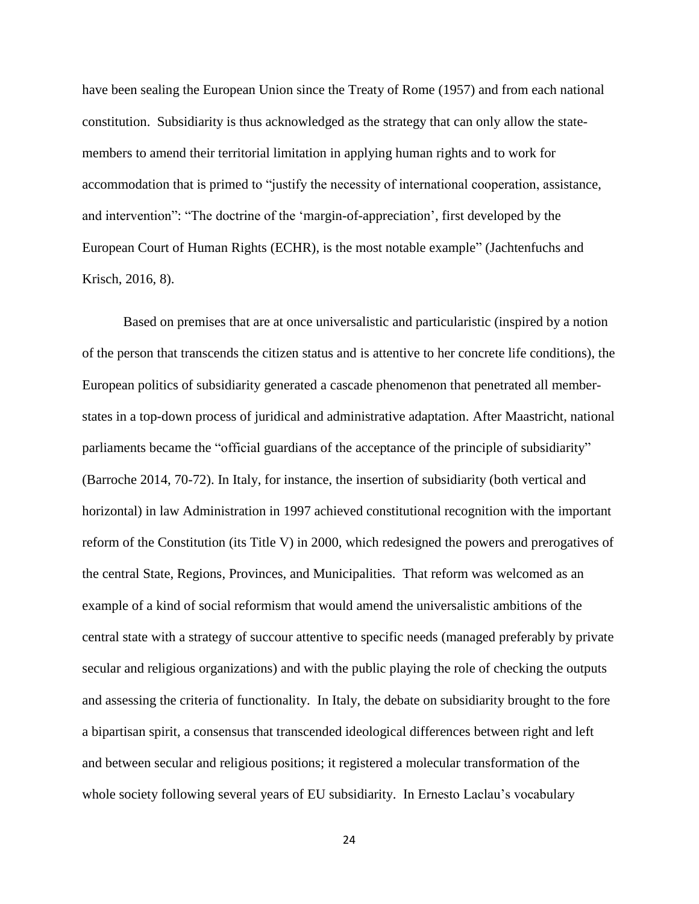have been sealing the European Union since the Treaty of Rome (1957) and from each national constitution. Subsidiarity is thus acknowledged as the strategy that can only allow the state-members to amend their territorial limitation in applying human rights and to work for accommodation that is primed to "justify the necessity of international cooperation, assistance, and intervention": "The doctrine of the 'margin-of-appreciation', first developed by the European Court of Human Rights (ECHR), is the most notable example" (Jachtenfuchs and Krisch, 2016, 8).

Based on premises that are at once universalistic and particularistic (inspired by a notion of the person that transcends the citizen status and is attentive to her concrete life conditions), the European politics of subsidiarity generated a cascade phenomenon that penetrated all member-states in a top-down process of juridical and administrative adaptation. After Maastricht, national parliaments became the "official guardians of the acceptance of the principle of subsidiarity" (Barroche 2014, 70-72). In Italy, for instance, the insertion of subsidiarity (both vertical and horizontal) in law Administration in 1997 achieved constitutional recognition with the important reform of the Constitution (its Title V) in 2000, which redesigned the powers and prerogatives of the central State, Regions, Provinces, and Municipalities. That reform was welcomed as an example of a kind of social reformism that would amend the universalistic ambitions of the central state with a strategy of succour attentive to specific needs (managed preferably by private secular and religious organizations) and with the public playing the role of checking the outputs and assessing the criteria of functionality. In Italy, the debate on subsidiarity brought to the fore a bipartisan spirit, a consensus that transcended ideological differences between right and left and between secular and religious positions; it registered a molecular transformation of the whole society following several years of EU subsidiarity. In Ernesto Laclau's vocabulary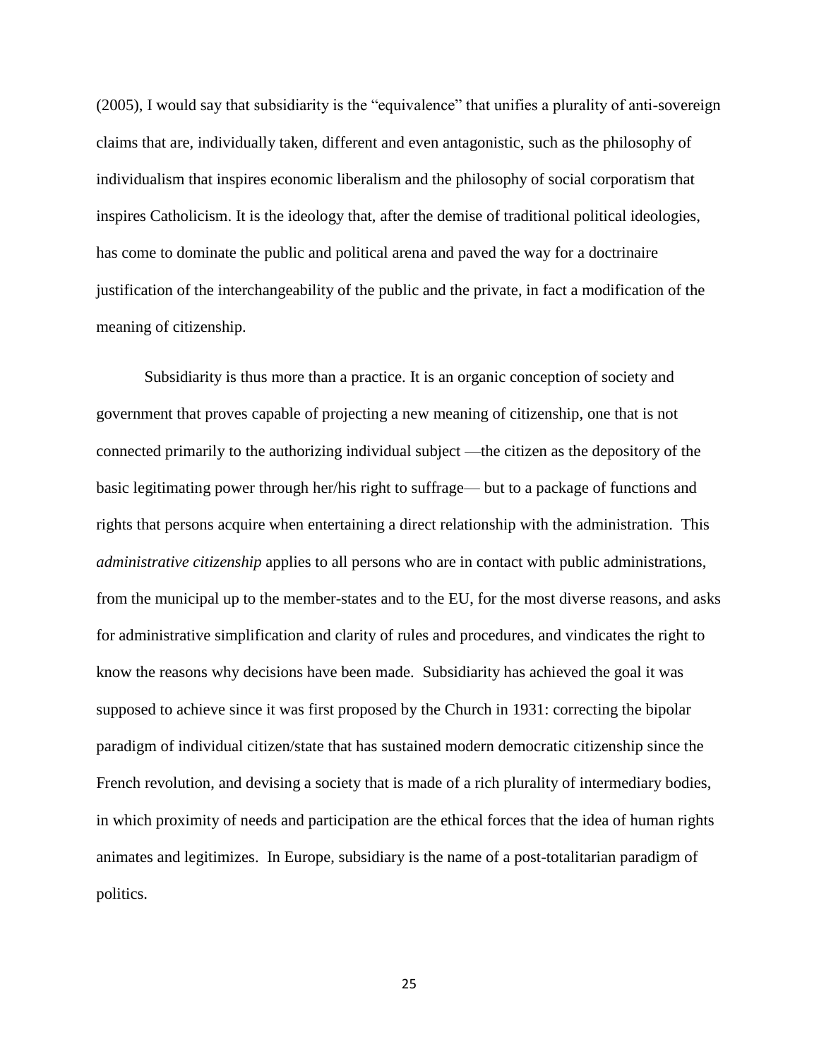(2005), I would say that subsidiarity is the "equivalence" that unifies a plurality of anti-sovereign claims that are, individually taken, different and even antagonistic, such as the philosophy of individualism that inspires economic liberalism and the philosophy of social corporatism that inspires Catholicism. It is the ideology that, after the demise of traditional political ideologies, has come to dominate the public and political arena and paved the way for a doctrinaire justification of the interchangeability of the public and the private, in fact a modification of the meaning of citizenship.

Subsidiarity is thus more than a practice. It is an organic conception of society and government that proves capable of projecting a new meaning of citizenship, one that is not connected primarily to the authorizing individual subject —the citizen as the depository of the basic legitimating power through her/his right to suffrage— but to a package of functions and rights that persons acquire when entertaining a direct relationship with the administration. This *administrative citizenship* applies to all persons who are in contact with public administrations, from the municipal up to the member-states and to the EU, for the most diverse reasons, and asks for administrative simplification and clarity of rules and procedures, and vindicates the right to know the reasons why decisions have been made. Subsidiarity has achieved the goal it was supposed to achieve since it was first proposed by the Church in 1931: correcting the bipolar paradigm of individual citizen/state that has sustained modern democratic citizenship since the French revolution, and devising a society that is made of a rich plurality of intermediary bodies, in which proximity of needs and participation are the ethical forces that the idea of human rights animates and legitimizes. In Europe, subsidiary is the name of a post-totalitarian paradigm of politics.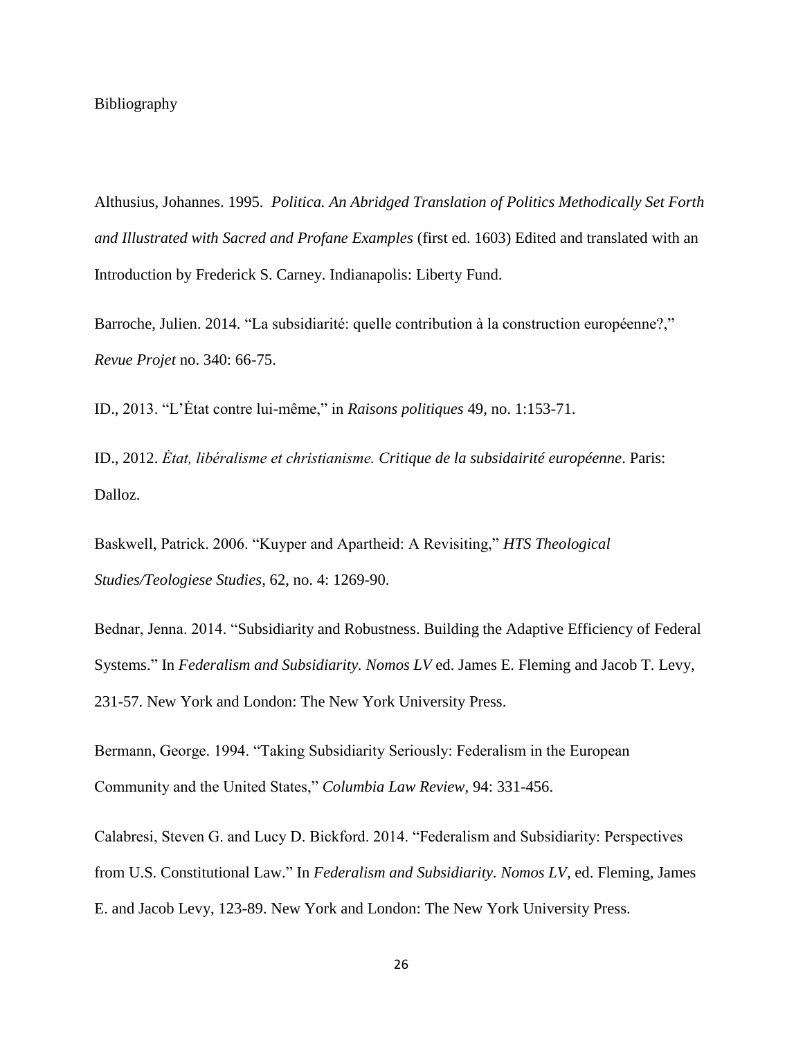# Bibliography

Althusius, Johannes. 1995. *Politica. An Abridged Translation of Politics Methodically Set Forth and Illustrated with Sacred and Profane Examples* (first ed. 1603) Edited and translated with an Introduction by Frederick S. Carney. Indianapolis: Liberty Fund.

Barroche, Julien. 2014. "La subsidiarité: quelle contribution à la construction européenne?," *Revue Projet* no. 340: 66-75.

ID., 2013. "L'Ėtat contre lui-même," in *Raisons politiques* 49, no. 1:153-71.

ID., 2012. *Ėtat, libéralisme et christianisme. Critique de la subsidairité européenne*. Paris: Dalloz.

Baskwell, Patrick. 2006. "Kuyper and Apartheid: A Revisiting," *HTS Theological Studies/Teologiese Studies*, 62, no. 4: 1269-90.

Bednar, Jenna. 2014. "Subsidiarity and Robustness. Building the Adaptive Efficiency of Federal Systems." In *Federalism and Subsidiarity. Nomos LV* ed. James E. Fleming and Jacob T. Levy, 231-57. New York and London: The New York University Press.

Bermann, George. 1994. "Taking Subsidiarity Seriously: Federalism in the European Community and the United States," *Columbia Law Review*, 94: 331-456.

Calabresi, Steven G. and Lucy D. Bickford. 2014. "Federalism and Subsidiarity: Perspectives from U.S. Constitutional Law." In *Federalism and Subsidiarity. Nomos LV*, ed. Fleming, James E. and Jacob Levy, 123-89. New York and London: The New York University Press.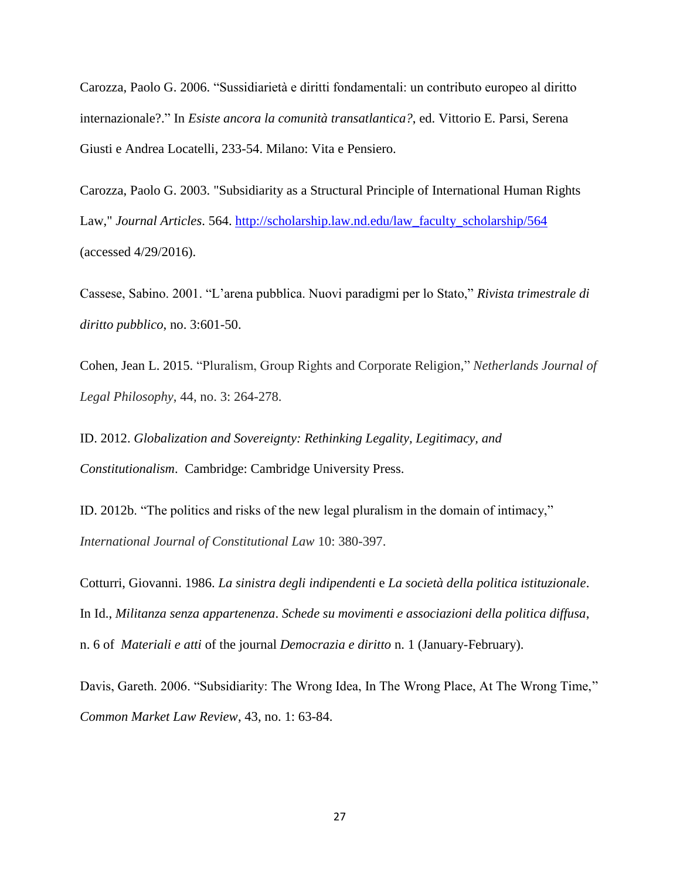Carozza, Paolo G. 2006. “Sussidiarietà e diritti fondamentali: un contributo europeo al diritto internazionale?.” In *Esiste ancora la comunità transatlantica?*, ed. Vittorio E. Parsi, Serena Giusti e Andrea Locatelli, 233-54. Milano: Vita e Pensiero.

Carozza, Paolo G. 2003. "Subsidiarity as a Structural Principle of International Human Rights Law," *Journal Articles*. 564. http://scholarship.law.nd.edu/law_faculty_scholarship/564 (accessed 4/29/2016).

Cassese, Sabino. 2001. “L’arena pubblica. Nuovi paradigmi per lo Stato,” *Rivista trimestrale di diritto pubblico*, no. 3:601-50.

Cohen, Jean L. 2015. “Pluralism, Group Rights and Corporate Religion,” *Netherlands Journal of Legal Philosophy*, 44, no. 3: 264-278.

ID. 2012. *Globalization and Sovereignty: Rethinking Legality, Legitimacy, and Constitutionalism*. Cambridge: Cambridge University Press.

ID. 2012b. “The politics and risks of the new legal pluralism in the domain of intimacy,” *International Journal of Constitutional Law* 10: 380-397.

Cotturri, Giovanni. 1986. *La sinistra degli indipendenti* e *La società della politica istituzionale*. In Id., *Militanza senza appartenenza*. *Schede su movimenti e associazioni della politica diffusa*, n. 6 of *Materiali e atti* of the journal *Democrazia e diritto* n. 1 (January-February).

Davis, Gareth. 2006. “Subsidiarity: The Wrong Idea, In The Wrong Place, At The Wrong Time,” *Common Market Law Review*, 43, no. 1: 63-84.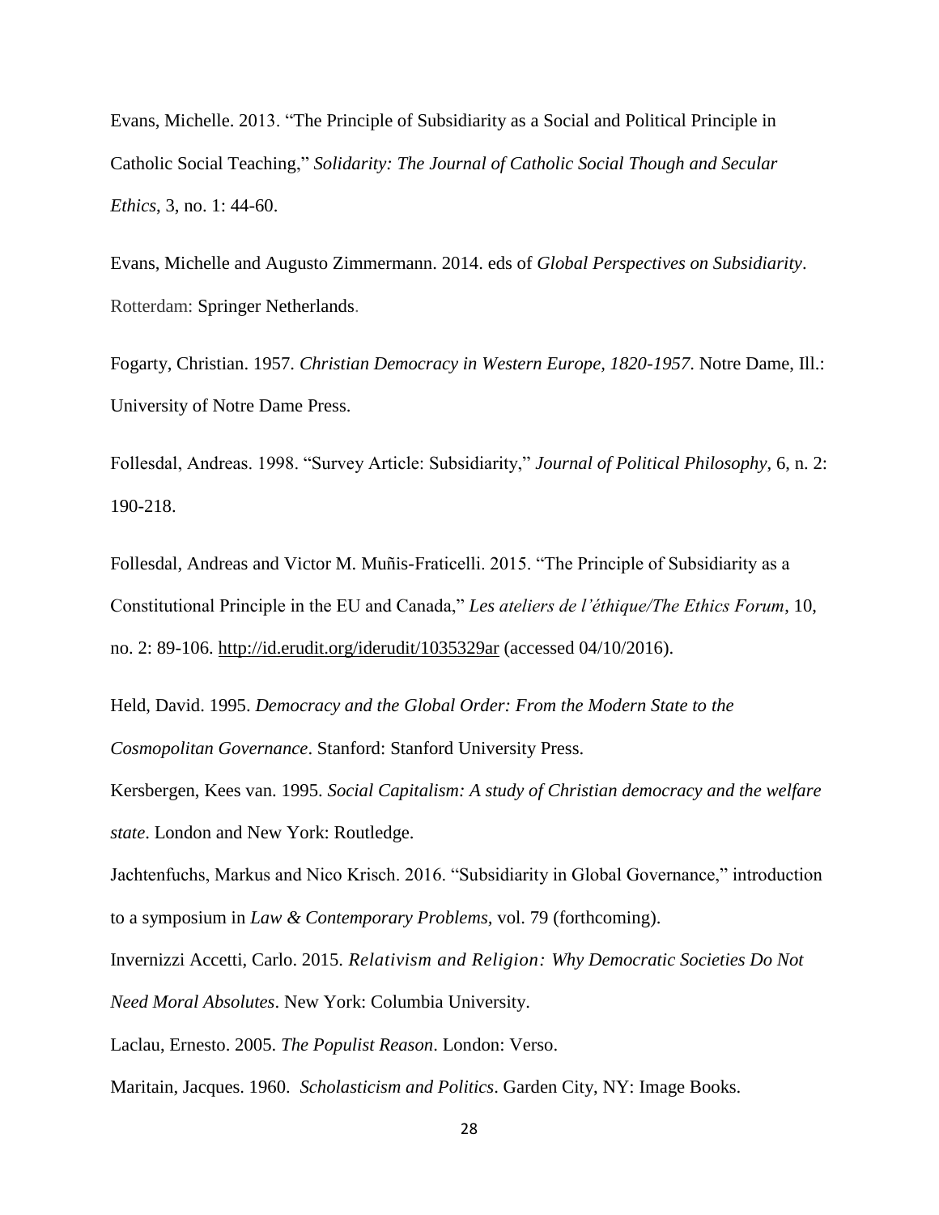Evans, Michelle. 2013. “The Principle of Subsidiarity as a Social and Political Principle in Catholic Social Teaching,” *Solidarity: The Journal of Catholic Social Though and Secular Ethics*, 3, no. 1: 44-60.

Evans, Michelle and Augusto Zimmermann. 2014. eds of *Global Perspectives on Subsidiarity*. Rotterdam: Springer Netherlands.

Fogarty, Christian. 1957. *Christian Democracy in Western Europe, 1820-1957*. Notre Dame, Ill.: University of Notre Dame Press.

Follesdal, Andreas. 1998. “Survey Article: Subsidiarity,” *Journal of Political Philosophy*, 6, n. 2: 190-218.

Follesdal, Andreas and Victor M. Muñis-Fraticelli. 2015. “The Principle of Subsidiarity as a Constitutional Principle in the EU and Canada,” *Les ateliers de l'éthique/The Ethics Forum*, 10, no. 2: 89-106. http://id.erudit.org/iderudit/1035329ar (accessed 04/10/2016).

Held, David. 1995. *Democracy and the Global Order: From the Modern State to the Cosmopolitan Governance*. Stanford: Stanford University Press.

Kersbergen, Kees van. 1995. *Social Capitalism: A study of Christian democracy and the welfare state*. London and New York: Routledge.

Jachtenfuchs, Markus and Nico Krisch. 2016. “Subsidiarity in Global Governance,” introduction to a symposium in *Law & Contemporary Problems*, vol. 79 (forthcoming).

Invernizzi Accetti, Carlo. 2015. *Relativism and Religion: Why Democratic Societies Do Not Need Moral Absolutes*. New York: Columbia University.

Laclau, Ernesto. 2005. *The Populist Reason*. London: Verso.

Maritain, Jacques. 1960. *Scholasticism and Politics*. Garden City, NY: Image Books.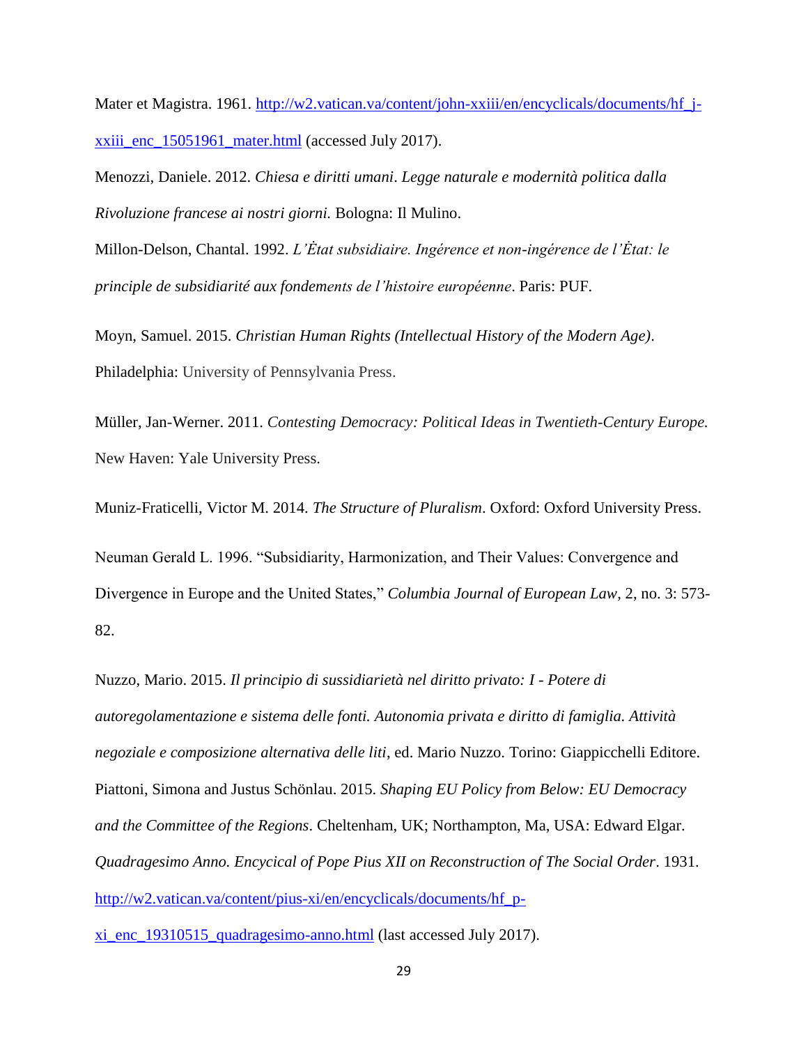Mater et Magistra. 1961. http://w2.vatican.va/content/john-xxiii/en/encyclicals/documents/hf_j-xxiii_enc_15051961_mater.html (accessed July 2017).

Menozzi, Daniele. 2012. *Chiesa e diritti umani*. *Legge naturale e modernità politica dalla Rivoluzione francese ai nostri giorni.* Bologna: Il Mulino.

Millon-Delson, Chantal. 1992. *L'Ėtat subsidiaire. Ingérence et non-ingérence de l'Ėtat: le principle de subsidiarité aux fondements de l'histoire européenne*. Paris: PUF.

Moyn, Samuel. 2015. *Christian Human Rights (Intellectual History of the Modern Age)*. Philadelphia: University of Pennsylvania Press.

Müller, Jan-Werner. 2011. *Contesting Democracy: Political Ideas in Twentieth-Century Europe.* New Haven: Yale University Press.

Muniz-Fraticelli, Victor M. 2014. *The Structure of Pluralism*. Oxford: Oxford University Press.

Neuman Gerald L. 1996. "Subsidiarity, Harmonization, and Their Values: Convergence and Divergence in Europe and the United States," *Columbia Journal of European Law*, 2, no. 3: 573-82.

Nuzzo, Mario. 2015. *Il principio di sussidiarietà nel diritto privato: I - Potere di autoregolamentazione e sistema delle fonti. Autonomia privata e diritto di famiglia. Attività negoziale e composizione alternativa delle liti*, ed. Mario Nuzzo. Torino: Giappicchelli Editore.

Piattoni, Simona and Justus Schönlau. 2015. *Shaping EU Policy from Below: EU Democracy and the Committee of the Regions*. Cheltenham, UK; Northampton, Ma, USA: Edward Elgar.

*Quadragesimo Anno. Encycical of Pope Pius XII on Reconstruction of The Social Order*. 1931. http://w2.vatican.va/content/pius-xi/en/encyclicals/documents/hf_p-xi_enc_19310515_quadragesimo-anno.html (last accessed July 2017).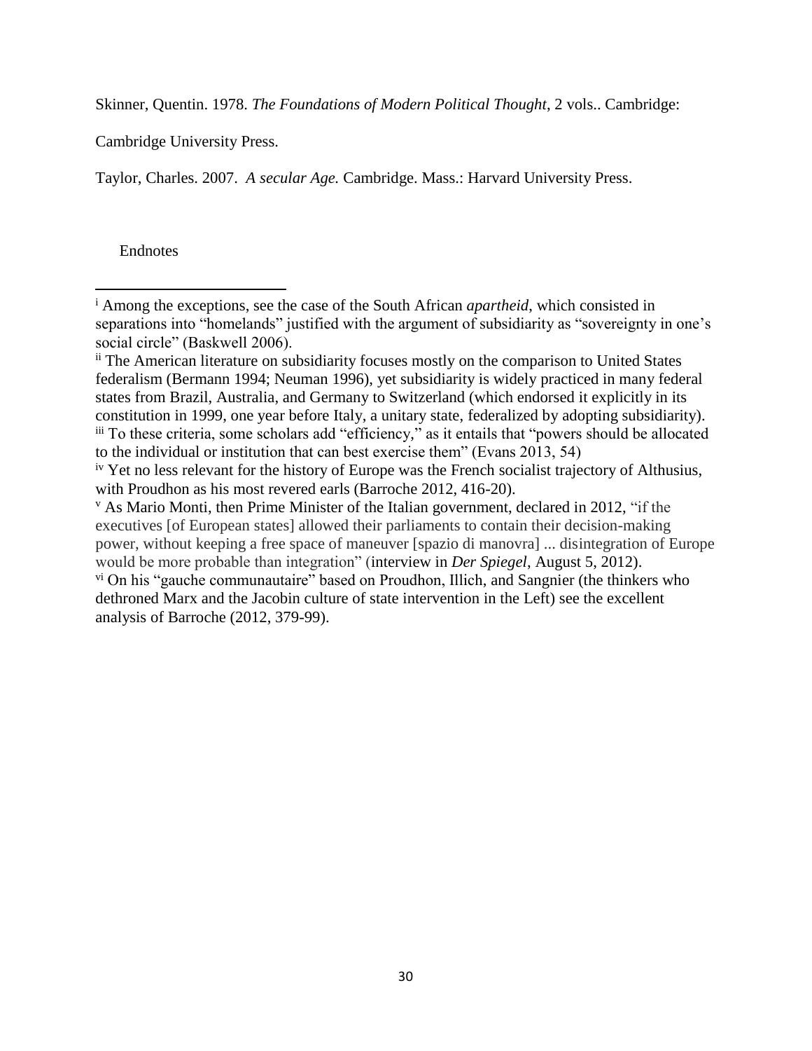Skinner, Quentin. 1978. *The Foundations of Modern Political Thought*, 2 vols.. Cambridge: Cambridge University Press.

Taylor, Charles. 2007. *A secular Age.* Cambridge. Mass.: Harvard University Press.

Endnotes

[i] Among the exceptions, see the case of the South African *apartheid*, which consisted in separations into "homelands" justified with the argument of subsidiarity as "sovereignty in one's social circle" (Baskwell 2006).

[ii] The American literature on subsidiarity focuses mostly on the comparison to United States federalism (Bermann 1994; Neuman 1996), yet subsidiarity is widely practiced in many federal states from Brazil, Australia, and Germany to Switzerland (which endorsed it explicitly in its constitution in 1999, one year before Italy, a unitary state, federalized by adopting subsidiarity).

[iii] To these criteria, some scholars add "efficiency," as it entails that "powers should be allocated to the individual or institution that can best exercise them" (Evans 2013, 54)

[iv] Yet no less relevant for the history of Europe was the French socialist trajectory of Althusius, with Proudhon as his most revered earls (Barroche 2012, 416-20).

[v] As Mario Monti, then Prime Minister of the Italian government, declared in 2012, "if the executives [of European states] allowed their parliaments to contain their decision-making power, without keeping a free space of maneuver [spazio di manovra] ... disintegration of Europe would be more probable than integration" (interview in *Der Spiegel*, August 5, 2012).

[vi] On his "gauche communautaire" based on Proudhon, Illich, and Sangnier (the thinkers who dethroned Marx and the Jacobin culture of state intervention in the Left) see the excellent analysis of Barroche (2012, 379-99).